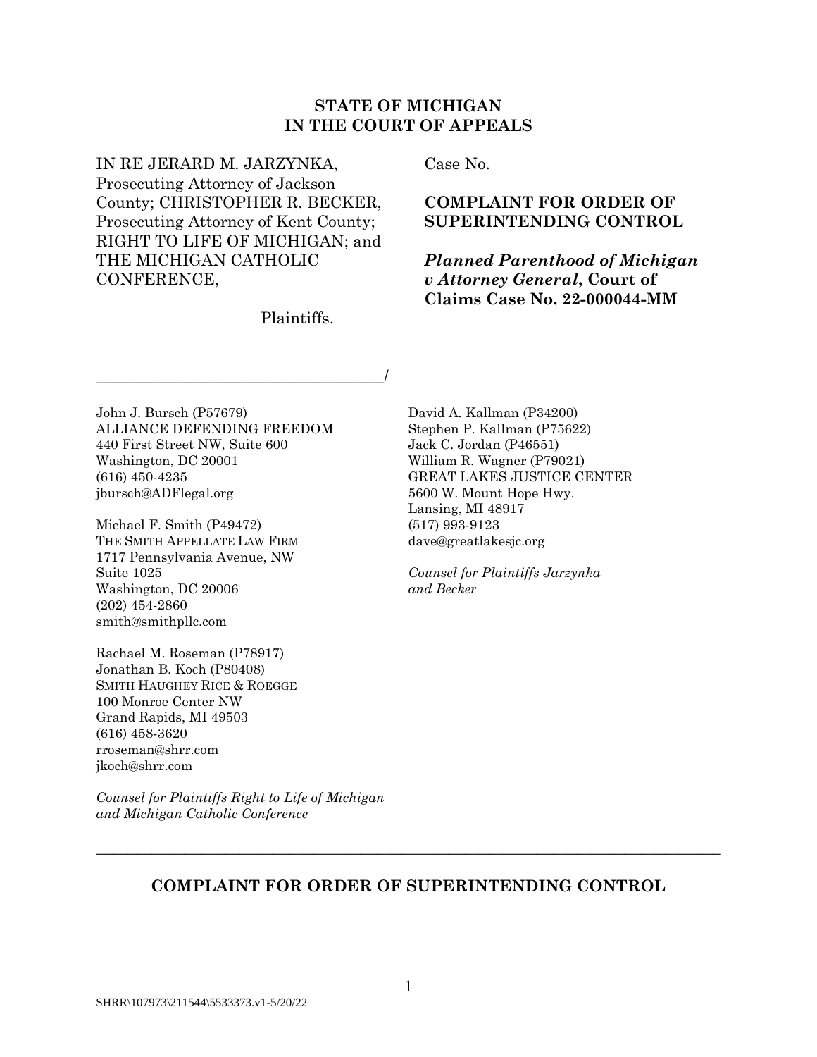**STATE OF MICHIGAN**
**IN THE COURT OF APPEALS**

IN RE JERARD M. JARZYNKA, Prosecuting Attorney of Jackson County; CHRISTOPHER R. BECKER, Prosecuting Attorney of Kent County; RIGHT TO LIFE OF MICHIGAN; and THE MICHIGAN CATHOLIC CONFERENCE,

Plaintiffs.

______________________________________/

Case No.

**COMPLAINT FOR ORDER OF SUPERINTENDING CONTROL**

***Planned Parenthood of Michigan v Attorney General*, Court of Claims Case No. 22-000044-MM**

John J. Bursch (P57679)
ALLIANCE DEFENDING FREEDOM
440 First Street NW, Suite 600
Washington, DC 20001
(616) 450-4235
jbursch@ADFlegal.org

Michael F. Smith (P49472)
THE SMITH APPELLATE LAW FIRM
1717 Pennsylvania Avenue, NW
Suite 1025
Washington, DC 20006
(202) 454-2860
smith@smithpllc.com

Rachael M. Roseman (P78917)
Jonathan B. Koch (P80408)
SMITH HAUGHEY RICE & ROEGGE
100 Monroe Center NW
Grand Rapids, MI 49503
(616) 458-3620
rroseman@shrr.com
jkoch@shrr.com

*Counsel for Plaintiffs Right to Life of Michigan and Michigan Catholic Conference*

David A. Kallman (P34200)
Stephen P. Kallman (P75622)
Jack C. Jordan (P46551)
William R. Wagner (P79021)
GREAT LAKES JUSTICE CENTER
5600 W. Mount Hope Hwy.
Lansing, MI 48917
(517) 993-9123
dave@greatlakesjc.org

*Counsel for Plaintiffs Jarzynka and Becker*

---

## COMPLAINT FOR ORDER OF SUPERINTENDING CONTROL

SHRR\107973\211544\5533373.v1-5/20/22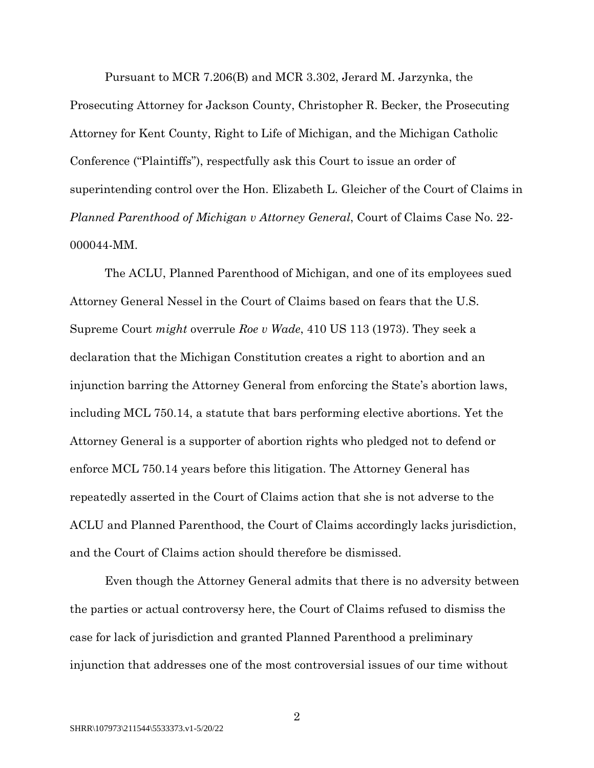Pursuant to MCR 7.206(B) and MCR 3.302, Jerard M. Jarzynka, the Prosecuting Attorney for Jackson County, Christopher R. Becker, the Prosecuting Attorney for Kent County, Right to Life of Michigan, and the Michigan Catholic Conference ("Plaintiffs"), respectfully ask this Court to issue an order of superintending control over the Hon. Elizabeth L. Gleicher of the Court of Claims in *Planned Parenthood of Michigan v Attorney General*, Court of Claims Case No. 22-000044-MM.

The ACLU, Planned Parenthood of Michigan, and one of its employees sued Attorney General Nessel in the Court of Claims based on fears that the U.S. Supreme Court *might* overrule *Roe v Wade*, 410 US 113 (1973). They seek a declaration that the Michigan Constitution creates a right to abortion and an injunction barring the Attorney General from enforcing the State's abortion laws, including MCL 750.14, a statute that bars performing elective abortions. Yet the Attorney General is a supporter of abortion rights who pledged not to defend or enforce MCL 750.14 years before this litigation. The Attorney General has repeatedly asserted in the Court of Claims action that she is not adverse to the ACLU and Planned Parenthood, the Court of Claims accordingly lacks jurisdiction, and the Court of Claims action should therefore be dismissed.

Even though the Attorney General admits that there is no adversity between the parties or actual controversy here, the Court of Claims refused to dismiss the case for lack of jurisdiction and granted Planned Parenthood a preliminary injunction that addresses one of the most controversial issues of our time without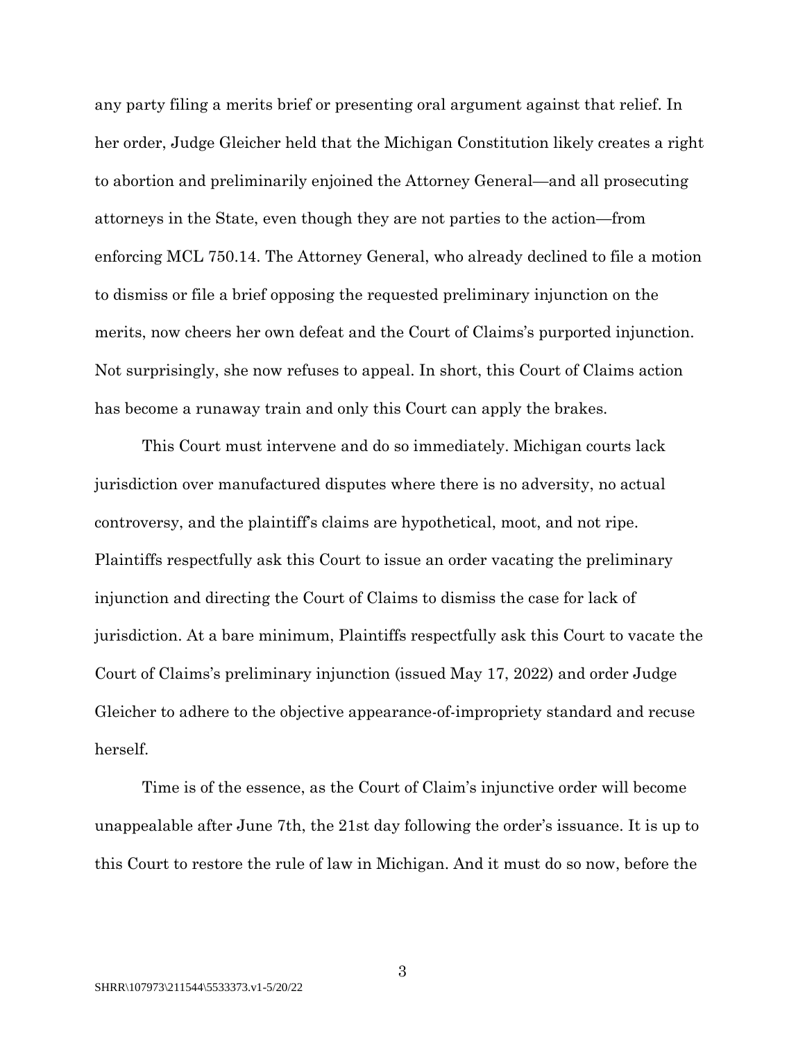any party filing a merits brief or presenting oral argument against that relief. In her order, Judge Gleicher held that the Michigan Constitution likely creates a right to abortion and preliminarily enjoined the Attorney General—and all prosecuting attorneys in the State, even though they are not parties to the action—from enforcing MCL 750.14. The Attorney General, who already declined to file a motion to dismiss or file a brief opposing the requested preliminary injunction on the merits, now cheers her own defeat and the Court of Claims's purported injunction. Not surprisingly, she now refuses to appeal. In short, this Court of Claims action has become a runaway train and only this Court can apply the brakes.

This Court must intervene and do so immediately. Michigan courts lack jurisdiction over manufactured disputes where there is no adversity, no actual controversy, and the plaintiff's claims are hypothetical, moot, and not ripe. Plaintiffs respectfully ask this Court to issue an order vacating the preliminary injunction and directing the Court of Claims to dismiss the case for lack of jurisdiction. At a bare minimum, Plaintiffs respectfully ask this Court to vacate the Court of Claims's preliminary injunction (issued May 17, 2022) and order Judge Gleicher to adhere to the objective appearance-of-impropriety standard and recuse herself.

Time is of the essence, as the Court of Claim's injunctive order will become unappealable after June 7th, the 21st day following the order's issuance. It is up to this Court to restore the rule of law in Michigan. And it must do so now, before the

SHRR\107973\211544\5533373.v1-5/20/22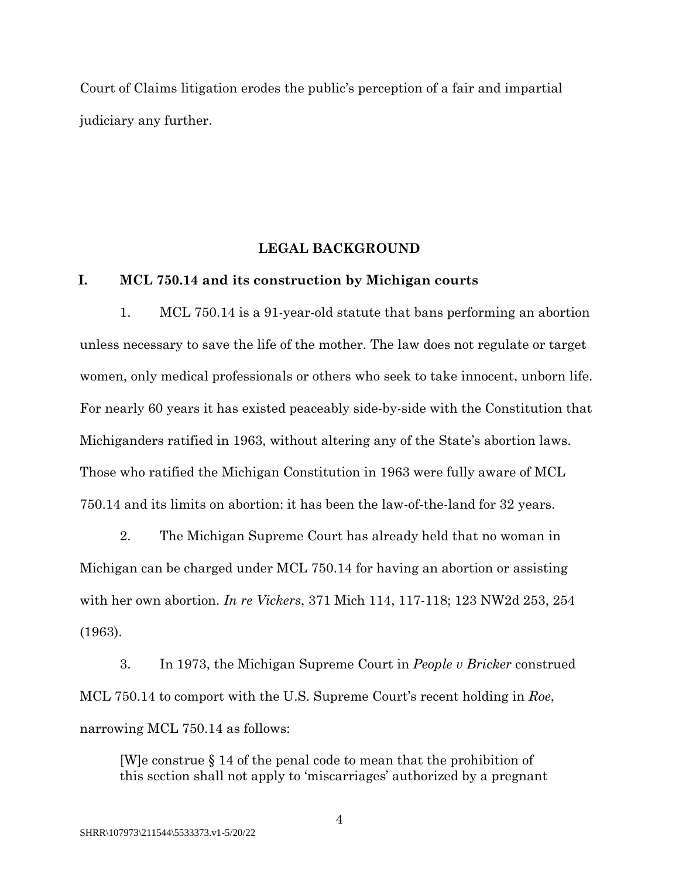Court of Claims litigation erodes the public's perception of a fair and impartial judiciary any further.

## LEGAL BACKGROUND

### I. MCL 750.14 and its construction by Michigan courts

1. MCL 750.14 is a 91-year-old statute that bans performing an abortion unless necessary to save the life of the mother. The law does not regulate or target women, only medical professionals or others who seek to take innocent, unborn life. For nearly 60 years it has existed peaceably side-by-side with the Constitution that Michiganders ratified in 1963, without altering any of the State's abortion laws. Those who ratified the Michigan Constitution in 1963 were fully aware of MCL 750.14 and its limits on abortion: it has been the law-of-the-land for 32 years.

2. The Michigan Supreme Court has already held that no woman in Michigan can be charged under MCL 750.14 for having an abortion or assisting with her own abortion. *In re Vickers*, 371 Mich 114, 117-118; 123 NW2d 253, 254 (1963).

3. In 1973, the Michigan Supreme Court in *People v Bricker* construed MCL 750.14 to comport with the U.S. Supreme Court's recent holding in *Roe*, narrowing MCL 750.14 as follows:

> [W]e construe § 14 of the penal code to mean that the prohibition of this section shall not apply to 'miscarriages' authorized by a pregnant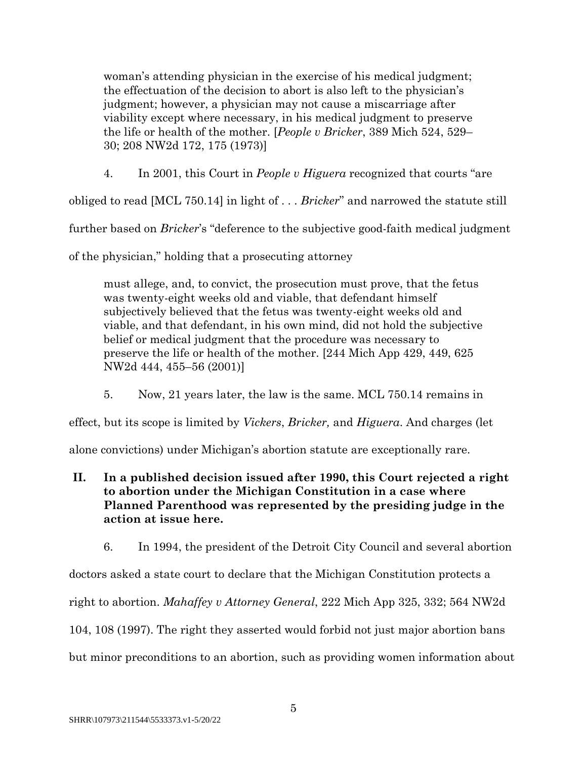> woman's attending physician in the exercise of his medical judgment; the effectuation of the decision to abort is also left to the physician's judgment; however, a physician may not cause a miscarriage after viability except where necessary, in his medical judgment to preserve the life or health of the mother. [*People v Bricker*, 389 Mich 524, 529–30; 208 NW2d 172, 175 (1973)]

4. In 2001, this Court in *People v Higuera* recognized that courts "are obliged to read [MCL 750.14] in light of . . . *Bricker*" and narrowed the statute still further based on *Bricker*'s "deference to the subjective good-faith medical judgment of the physician," holding that a prosecuting attorney

> must allege, and, to convict, the prosecution must prove, that the fetus was twenty-eight weeks old and viable, that defendant himself subjectively believed that the fetus was twenty-eight weeks old and viable, and that defendant, in his own mind, did not hold the subjective belief or medical judgment that the procedure was necessary to preserve the life or health of the mother. [244 Mich App 429, 449, 625 NW2d 444, 455–56 (2001)]

5. Now, 21 years later, the law is the same. MCL 750.14 remains in effect, but its scope is limited by *Vickers*, *Bricker,* and *Higuera*. And charges (let alone convictions) under Michigan's abortion statute are exceptionally rare.

## II. In a published decision issued after 1990, this Court rejected a right to abortion under the Michigan Constitution in a case where Planned Parenthood was represented by the presiding judge in the action at issue here.

6. In 1994, the president of the Detroit City Council and several abortion doctors asked a state court to declare that the Michigan Constitution protects a right to abortion. *Mahaffey v Attorney General*, 222 Mich App 325, 332; 564 NW2d 104, 108 (1997). The right they asserted would forbid not just major abortion bans but minor preconditions to an abortion, such as providing women information about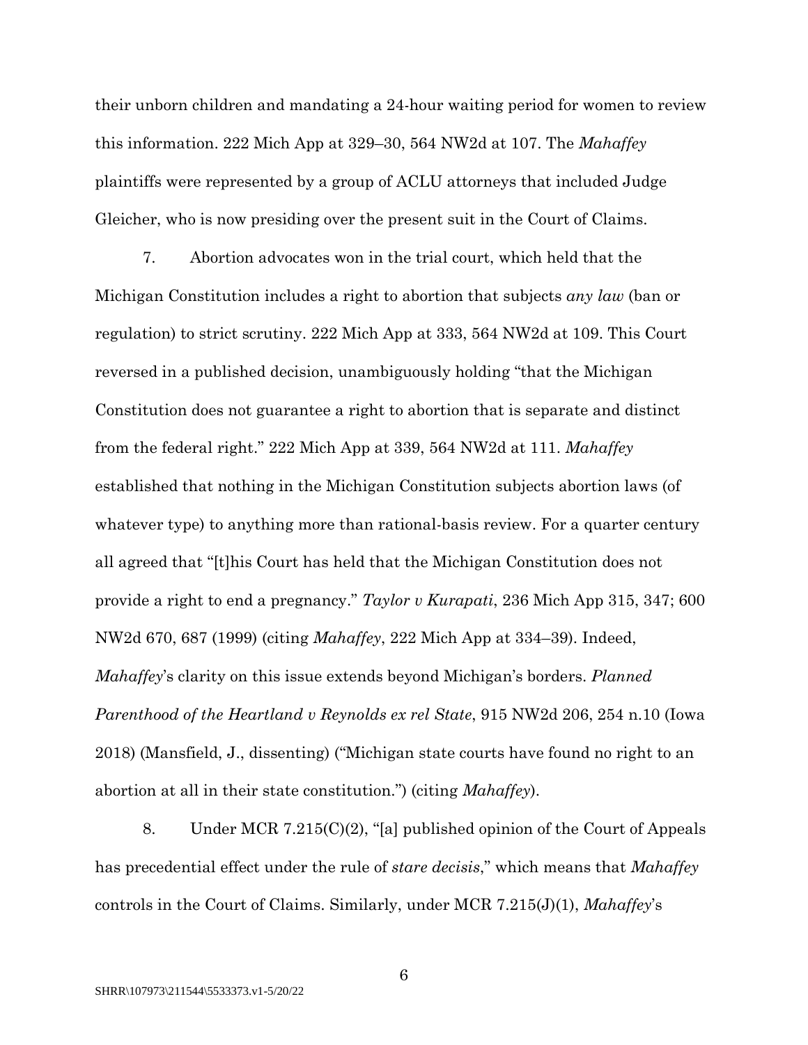their unborn children and mandating a 24-hour waiting period for women to review this information. 222 Mich App at 329–30, 564 NW2d at 107. The *Mahaffey* plaintiffs were represented by a group of ACLU attorneys that included Judge Gleicher, who is now presiding over the present suit in the Court of Claims.

7. Abortion advocates won in the trial court, which held that the Michigan Constitution includes a right to abortion that subjects *any law* (ban or regulation) to strict scrutiny. 222 Mich App at 333, 564 NW2d at 109. This Court reversed in a published decision, unambiguously holding "that the Michigan Constitution does not guarantee a right to abortion that is separate and distinct from the federal right." 222 Mich App at 339, 564 NW2d at 111. *Mahaffey* established that nothing in the Michigan Constitution subjects abortion laws (of whatever type) to anything more than rational-basis review. For a quarter century all agreed that "[t]his Court has held that the Michigan Constitution does not provide a right to end a pregnancy." *Taylor v Kurapati*, 236 Mich App 315, 347; 600 NW2d 670, 687 (1999) (citing *Mahaffey*, 222 Mich App at 334–39). Indeed, *Mahaffey*'s clarity on this issue extends beyond Michigan's borders. *Planned Parenthood of the Heartland v Reynolds ex rel State*, 915 NW2d 206, 254 n.10 (Iowa 2018) (Mansfield, J., dissenting) ("Michigan state courts have found no right to an abortion at all in their state constitution.") (citing *Mahaffey*).

8. Under MCR 7.215(C)(2), "[a] published opinion of the Court of Appeals has precedential effect under the rule of *stare decisis*," which means that *Mahaffey* controls in the Court of Claims. Similarly, under MCR 7.215(J)(1), *Mahaffey*'s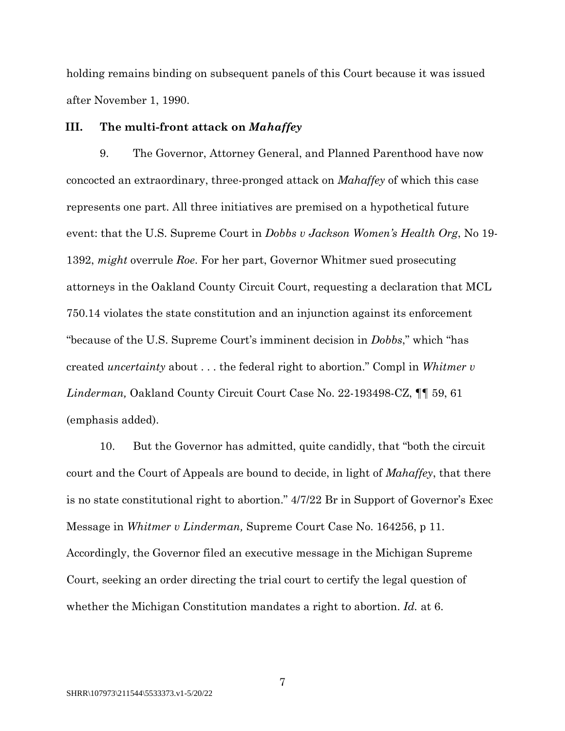holding remains binding on subsequent panels of this Court because it was issued after November 1, 1990.

## III. The multi-front attack on *Mahaffey*

9. The Governor, Attorney General, and Planned Parenthood have now concocted an extraordinary, three-pronged attack on *Mahaffey* of which this case represents one part. All three initiatives are premised on a hypothetical future event: that the U.S. Supreme Court in *Dobbs v Jackson Women's Health Org*, No 19-1392, *might* overrule *Roe*. For her part, Governor Whitmer sued prosecuting attorneys in the Oakland County Circuit Court, requesting a declaration that MCL 750.14 violates the state constitution and an injunction against its enforcement "because of the U.S. Supreme Court's imminent decision in *Dobbs*," which "has created *uncertainty* about . . . the federal right to abortion." Compl in *Whitmer v Linderman,* Oakland County Circuit Court Case No. 22-193498-CZ, ¶¶ 59, 61 (emphasis added).

10. But the Governor has admitted, quite candidly, that "both the circuit court and the Court of Appeals are bound to decide, in light of *Mahaffey*, that there is no state constitutional right to abortion." 4/7/22 Br in Support of Governor's Exec Message in *Whitmer v Linderman,* Supreme Court Case No. 164256, p 11. Accordingly, the Governor filed an executive message in the Michigan Supreme Court, seeking an order directing the trial court to certify the legal question of whether the Michigan Constitution mandates a right to abortion. *Id.* at 6.

SHRR\107973\211544\5533373.v1-5/20/22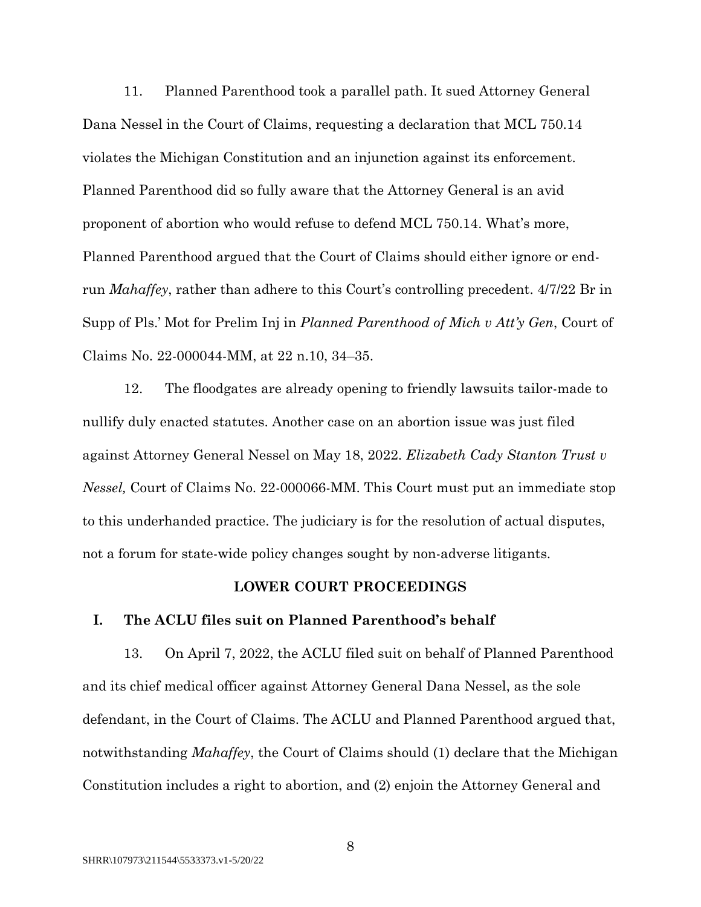11. Planned Parenthood took a parallel path. It sued Attorney General Dana Nessel in the Court of Claims, requesting a declaration that MCL 750.14 violates the Michigan Constitution and an injunction against its enforcement. Planned Parenthood did so fully aware that the Attorney General is an avid proponent of abortion who would refuse to defend MCL 750.14. What's more, Planned Parenthood argued that the Court of Claims should either ignore or end-run *Mahaffey*, rather than adhere to this Court's controlling precedent. 4/7/22 Br in Supp of Pls.' Mot for Prelim Inj in *Planned Parenthood of Mich v Att'y Gen*, Court of Claims No. 22-000044-MM, at 22 n.10, 34–35.

12. The floodgates are already opening to friendly lawsuits tailor-made to nullify duly enacted statutes. Another case on an abortion issue was just filed against Attorney General Nessel on May 18, 2022. *Elizabeth Cady Stanton Trust v Nessel,* Court of Claims No. 22-000066-MM. This Court must put an immediate stop to this underhanded practice. The judiciary is for the resolution of actual disputes, not a forum for state-wide policy changes sought by non-adverse litigants.

## LOWER COURT PROCEEDINGS

### I. The ACLU files suit on Planned Parenthood's behalf

13. On April 7, 2022, the ACLU filed suit on behalf of Planned Parenthood and its chief medical officer against Attorney General Dana Nessel, as the sole defendant, in the Court of Claims. The ACLU and Planned Parenthood argued that, notwithstanding *Mahaffey*, the Court of Claims should (1) declare that the Michigan Constitution includes a right to abortion, and (2) enjoin the Attorney General and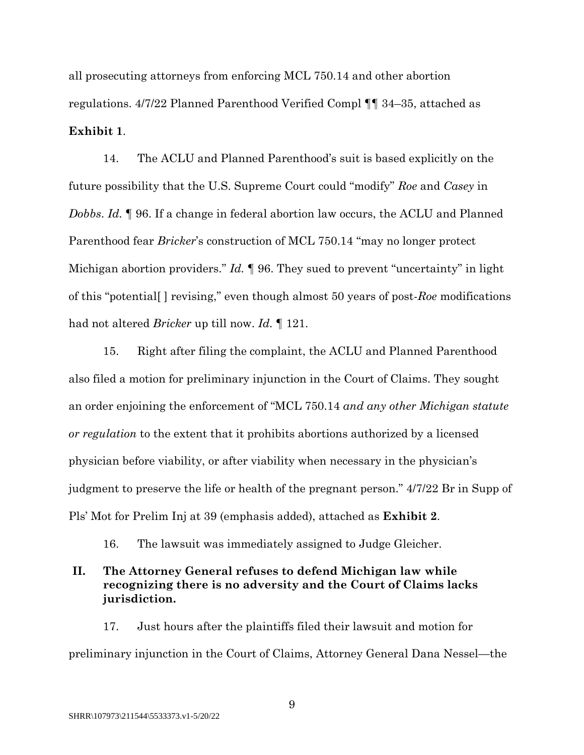all prosecuting attorneys from enforcing MCL 750.14 and other abortion regulations. 4/7/22 Planned Parenthood Verified Compl ¶¶ 34–35, attached as **Exhibit 1**.

14. The ACLU and Planned Parenthood's suit is based explicitly on the future possibility that the U.S. Supreme Court could "modify" *Roe* and *Casey* in *Dobbs*. *Id.* ¶ 96. If a change in federal abortion law occurs, the ACLU and Planned Parenthood fear *Bricker*'s construction of MCL 750.14 "may no longer protect Michigan abortion providers." *Id.* ¶ 96. They sued to prevent "uncertainty" in light of this "potential[ ] revising," even though almost 50 years of post-*Roe* modifications had not altered *Bricker* up till now. *Id.* ¶ 121.

15. Right after filing the complaint, the ACLU and Planned Parenthood also filed a motion for preliminary injunction in the Court of Claims. They sought an order enjoining the enforcement of "MCL 750.14 *and any other Michigan statute or regulation* to the extent that it prohibits abortions authorized by a licensed physician before viability, or after viability when necessary in the physician's judgment to preserve the life or health of the pregnant person." 4/7/22 Br in Supp of Pls' Mot for Prelim Inj at 39 (emphasis added), attached as **Exhibit 2**.

16. The lawsuit was immediately assigned to Judge Gleicher.

## II. The Attorney General refuses to defend Michigan law while recognizing there is no adversity and the Court of Claims lacks jurisdiction.

17. Just hours after the plaintiffs filed their lawsuit and motion for preliminary injunction in the Court of Claims, Attorney General Dana Nessel—the

SHRR\107973\211544\5533373.v1-5/20/22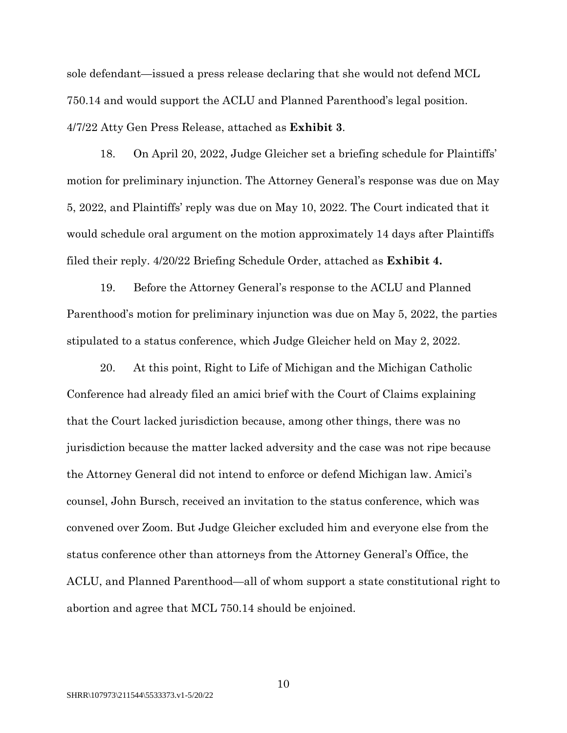sole defendant—issued a press release declaring that she would not defend MCL 750.14 and would support the ACLU and Planned Parenthood's legal position. 4/7/22 Atty Gen Press Release, attached as **Exhibit 3**.

18. On April 20, 2022, Judge Gleicher set a briefing schedule for Plaintiffs' motion for preliminary injunction. The Attorney General's response was due on May 5, 2022, and Plaintiffs' reply was due on May 10, 2022. The Court indicated that it would schedule oral argument on the motion approximately 14 days after Plaintiffs filed their reply. 4/20/22 Briefing Schedule Order, attached as **Exhibit 4.**

19. Before the Attorney General's response to the ACLU and Planned Parenthood's motion for preliminary injunction was due on May 5, 2022, the parties stipulated to a status conference, which Judge Gleicher held on May 2, 2022.

20. At this point, Right to Life of Michigan and the Michigan Catholic Conference had already filed an amici brief with the Court of Claims explaining that the Court lacked jurisdiction because, among other things, there was no jurisdiction because the matter lacked adversity and the case was not ripe because the Attorney General did not intend to enforce or defend Michigan law. Amici's counsel, John Bursch, received an invitation to the status conference, which was convened over Zoom. But Judge Gleicher excluded him and everyone else from the status conference other than attorneys from the Attorney General's Office, the ACLU, and Planned Parenthood—all of whom support a state constitutional right to abortion and agree that MCL 750.14 should be enjoined.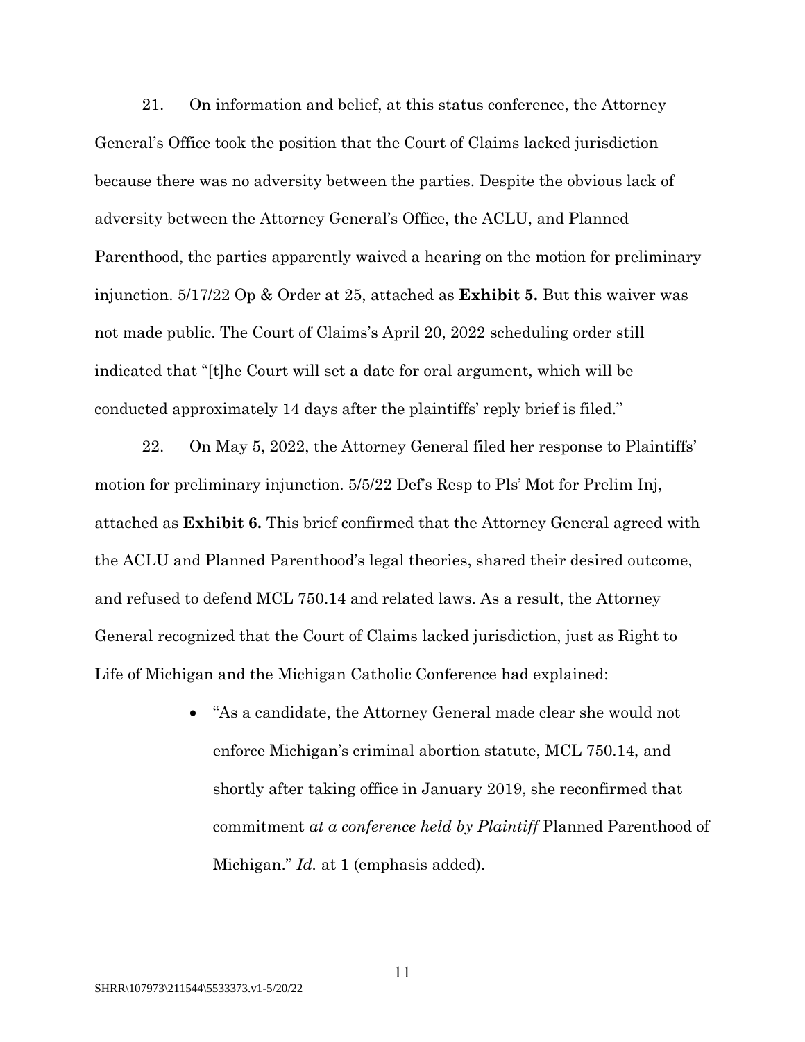21. On information and belief, at this status conference, the Attorney General's Office took the position that the Court of Claims lacked jurisdiction because there was no adversity between the parties. Despite the obvious lack of adversity between the Attorney General's Office, the ACLU, and Planned Parenthood, the parties apparently waived a hearing on the motion for preliminary injunction. 5/17/22 Op & Order at 25, attached as **Exhibit 5.** But this waiver was not made public. The Court of Claims's April 20, 2022 scheduling order still indicated that "[t]he Court will set a date for oral argument, which will be conducted approximately 14 days after the plaintiffs' reply brief is filed."

22. On May 5, 2022, the Attorney General filed her response to Plaintiffs' motion for preliminary injunction. 5/5/22 Def's Resp to Pls' Mot for Prelim Inj, attached as **Exhibit 6.** This brief confirmed that the Attorney General agreed with the ACLU and Planned Parenthood's legal theories, shared their desired outcome, and refused to defend MCL 750.14 and related laws. As a result, the Attorney General recognized that the Court of Claims lacked jurisdiction, just as Right to Life of Michigan and the Michigan Catholic Conference had explained:

- "As a candidate, the Attorney General made clear she would not enforce Michigan's criminal abortion statute, MCL 750.14, and shortly after taking office in January 2019, she reconfirmed that commitment *at a conference held by Plaintiff* Planned Parenthood of Michigan." *Id.* at 1 (emphasis added).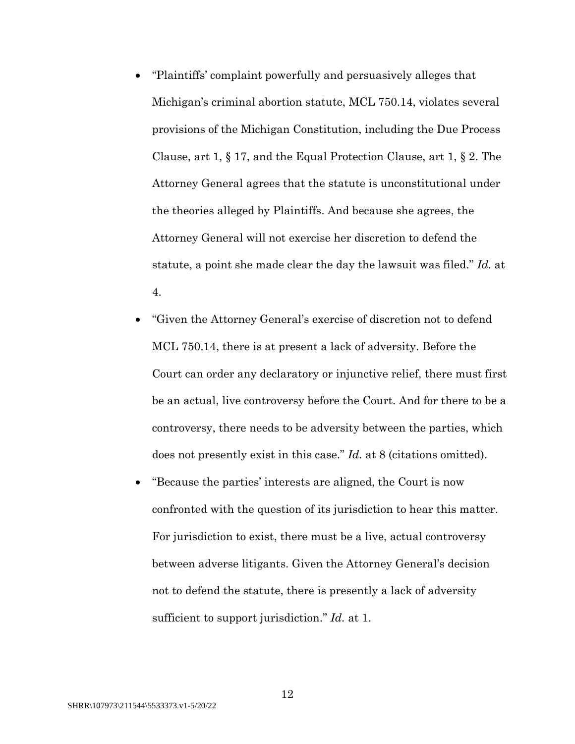- "Plaintiffs' complaint powerfully and persuasively alleges that Michigan's criminal abortion statute, MCL 750.14, violates several provisions of the Michigan Constitution, including the Due Process Clause, art 1, § 17, and the Equal Protection Clause, art 1, § 2. The Attorney General agrees that the statute is unconstitutional under the theories alleged by Plaintiffs. And because she agrees, the Attorney General will not exercise her discretion to defend the statute, a point she made clear the day the lawsuit was filed." *Id.* at 4.
- "Given the Attorney General's exercise of discretion not to defend MCL 750.14, there is at present a lack of adversity. Before the Court can order any declaratory or injunctive relief, there must first be an actual, live controversy before the Court. And for there to be a controversy, there needs to be adversity between the parties, which does not presently exist in this case." *Id.* at 8 (citations omitted).
- "Because the parties' interests are aligned, the Court is now confronted with the question of its jurisdiction to hear this matter. For jurisdiction to exist, there must be a live, actual controversy between adverse litigants. Given the Attorney General's decision not to defend the statute, there is presently a lack of adversity sufficient to support jurisdiction." *Id.* at 1.

SHRR\107973\211544\5533373.v1-5/20/22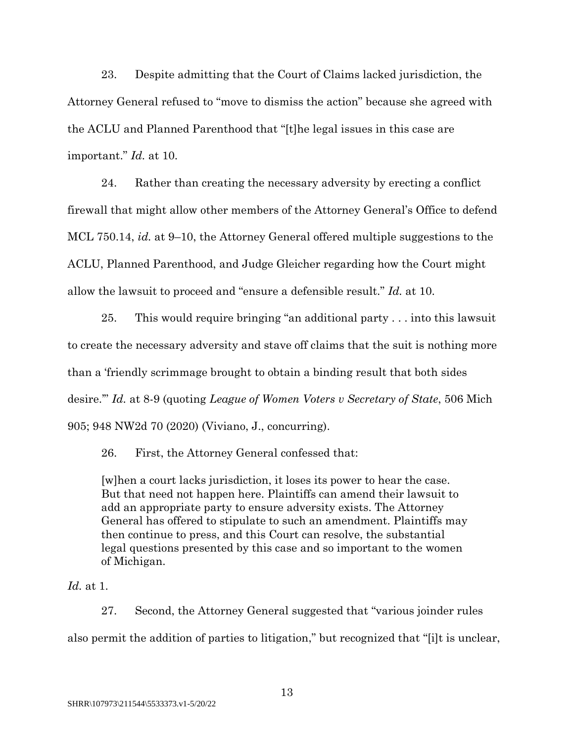23. Despite admitting that the Court of Claims lacked jurisdiction, the Attorney General refused to "move to dismiss the action" because she agreed with the ACLU and Planned Parenthood that "[t]he legal issues in this case are important." *Id.* at 10.

24. Rather than creating the necessary adversity by erecting a conflict firewall that might allow other members of the Attorney General's Office to defend MCL 750.14, *id.* at 9–10, the Attorney General offered multiple suggestions to the ACLU, Planned Parenthood, and Judge Gleicher regarding how the Court might allow the lawsuit to proceed and "ensure a defensible result." *Id.* at 10.

25. This would require bringing "an additional party . . . into this lawsuit to create the necessary adversity and stave off claims that the suit is nothing more than a 'friendly scrimmage brought to obtain a binding result that both sides desire.'" *Id.* at 8-9 (quoting *League of Women Voters v Secretary of State*, 506 Mich 905; 948 NW2d 70 (2020) (Viviano, J., concurring).

26. First, the Attorney General confessed that:

> [w]hen a court lacks jurisdiction, it loses its power to hear the case. But that need not happen here. Plaintiffs can amend their lawsuit to add an appropriate party to ensure adversity exists. The Attorney General has offered to stipulate to such an amendment. Plaintiffs may then continue to press, and this Court can resolve, the substantial legal questions presented by this case and so important to the women of Michigan.

*Id.* at 1.

27. Second, the Attorney General suggested that "various joinder rules also permit the addition of parties to litigation," but recognized that "[i]t is unclear,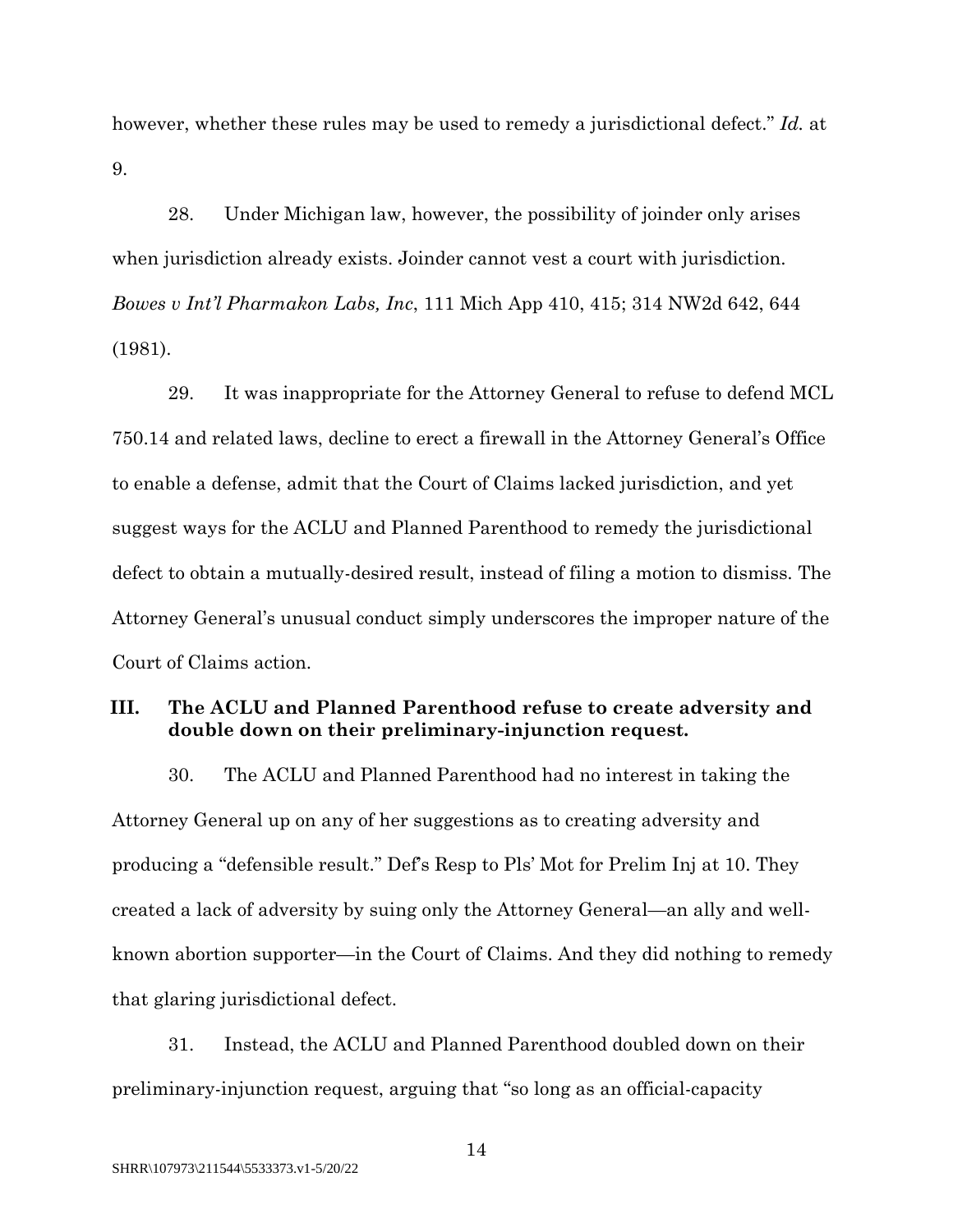however, whether these rules may be used to remedy a jurisdictional defect." *Id.* at 9.

28. Under Michigan law, however, the possibility of joinder only arises when jurisdiction already exists. Joinder cannot vest a court with jurisdiction. *Bowes v Int'l Pharmakon Labs, Inc*, 111 Mich App 410, 415; 314 NW2d 642, 644 (1981).

29. It was inappropriate for the Attorney General to refuse to defend MCL 750.14 and related laws, decline to erect a firewall in the Attorney General's Office to enable a defense, admit that the Court of Claims lacked jurisdiction, and yet suggest ways for the ACLU and Planned Parenthood to remedy the jurisdictional defect to obtain a mutually-desired result, instead of filing a motion to dismiss. The Attorney General's unusual conduct simply underscores the improper nature of the Court of Claims action.

## III. The ACLU and Planned Parenthood refuse to create adversity and double down on their preliminary-injunction request.

30. The ACLU and Planned Parenthood had no interest in taking the Attorney General up on any of her suggestions as to creating adversity and producing a "defensible result." Def's Resp to Pls' Mot for Prelim Inj at 10. They created a lack of adversity by suing only the Attorney General—an ally and well-known abortion supporter—in the Court of Claims. And they did nothing to remedy that glaring jurisdictional defect.

31. Instead, the ACLU and Planned Parenthood doubled down on their preliminary-injunction request, arguing that "so long as an official-capacity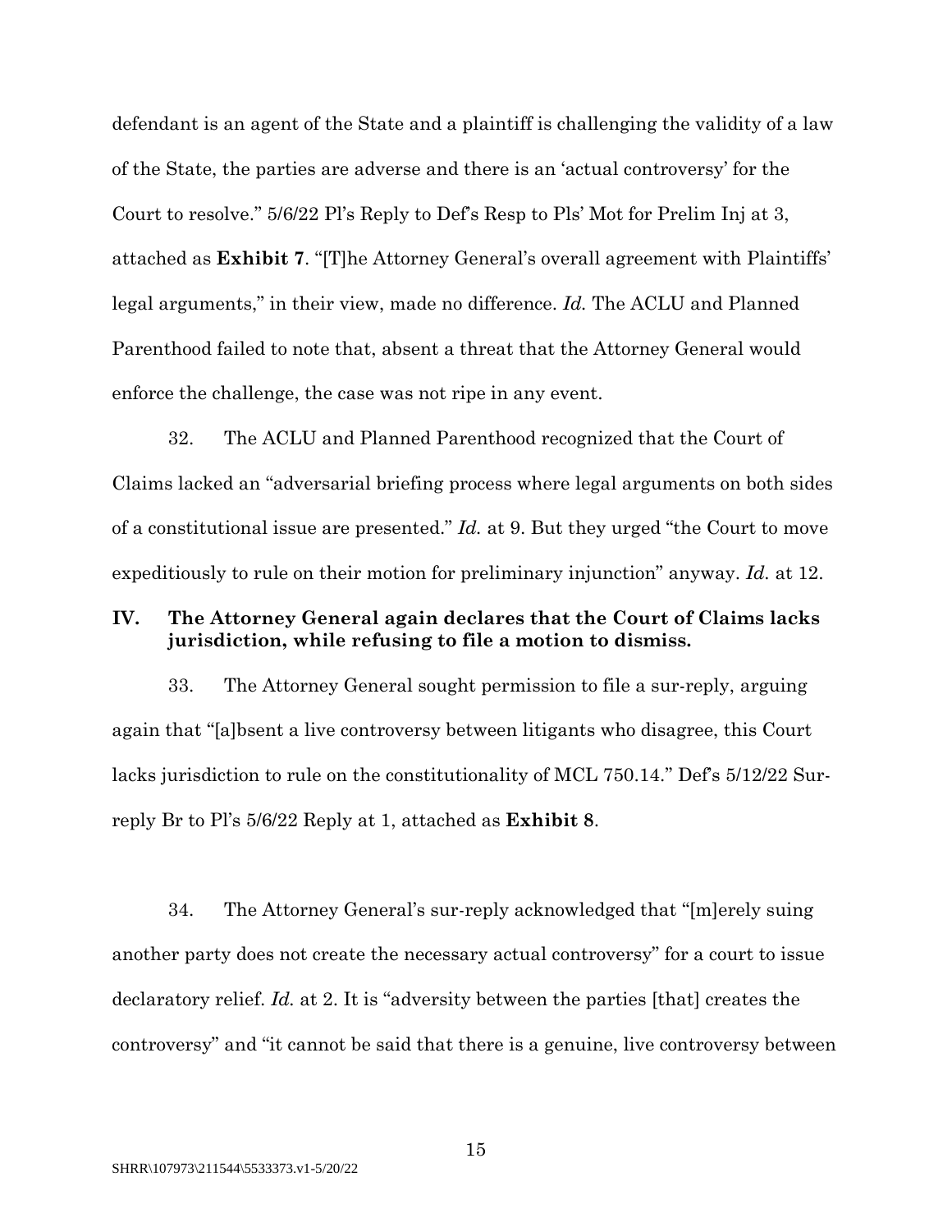defendant is an agent of the State and a plaintiff is challenging the validity of a law of the State, the parties are adverse and there is an 'actual controversy' for the Court to resolve." 5/6/22 Pl's Reply to Def's Resp to Pls' Mot for Prelim Inj at 3, attached as **Exhibit 7**. "[T]he Attorney General's overall agreement with Plaintiffs' legal arguments," in their view, made no difference. *Id.* The ACLU and Planned Parenthood failed to note that, absent a threat that the Attorney General would enforce the challenge, the case was not ripe in any event.

32. The ACLU and Planned Parenthood recognized that the Court of Claims lacked an "adversarial briefing process where legal arguments on both sides of a constitutional issue are presented." *Id.* at 9. But they urged "the Court to move expeditiously to rule on their motion for preliminary injunction" anyway. *Id.* at 12.

## IV. The Attorney General again declares that the Court of Claims lacks jurisdiction, while refusing to file a motion to dismiss.

33. The Attorney General sought permission to file a sur-reply, arguing again that "[a]bsent a live controversy between litigants who disagree, this Court lacks jurisdiction to rule on the constitutionality of MCL 750.14." Def's 5/12/22 Sur-reply Br to Pl's 5/6/22 Reply at 1, attached as **Exhibit 8**.

34. The Attorney General's sur-reply acknowledged that "[m]erely suing another party does not create the necessary actual controversy" for a court to issue declaratory relief. *Id.* at 2. It is "adversity between the parties [that] creates the controversy" and "it cannot be said that there is a genuine, live controversy between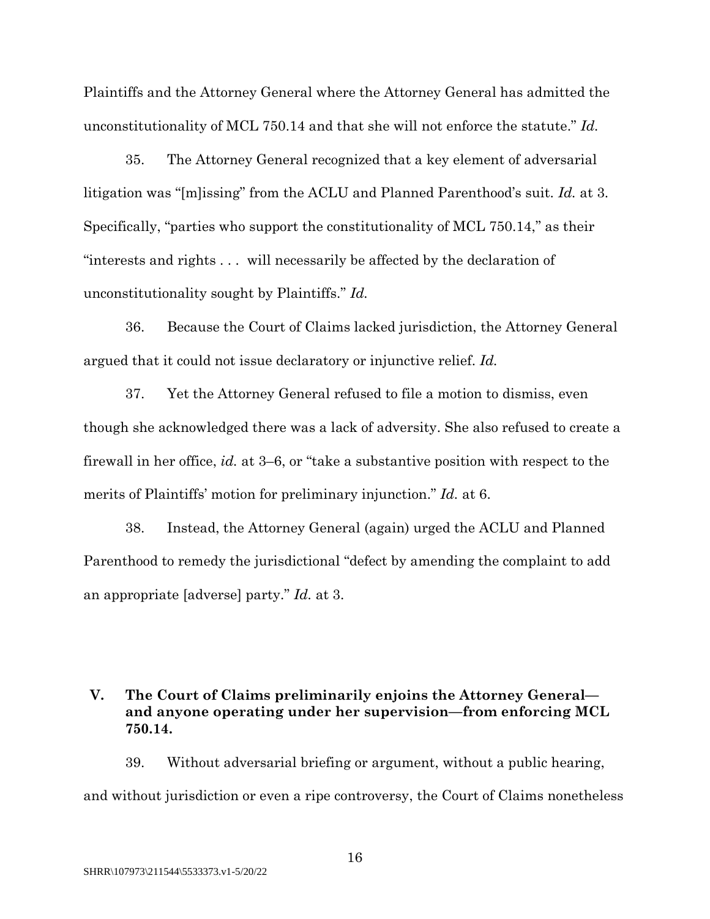Plaintiffs and the Attorney General where the Attorney General has admitted the unconstitutionality of MCL 750.14 and that she will not enforce the statute." *Id.*

35. The Attorney General recognized that a key element of adversarial litigation was "[m]issing" from the ACLU and Planned Parenthood's suit. *Id.* at 3. Specifically, "parties who support the constitutionality of MCL 750.14," as their "interests and rights . . . will necessarily be affected by the declaration of unconstitutionality sought by Plaintiffs." *Id.*

36. Because the Court of Claims lacked jurisdiction, the Attorney General argued that it could not issue declaratory or injunctive relief. *Id.*

37. Yet the Attorney General refused to file a motion to dismiss, even though she acknowledged there was a lack of adversity. She also refused to create a firewall in her office, *id.* at 3–6, or "take a substantive position with respect to the merits of Plaintiffs' motion for preliminary injunction." *Id.* at 6.

38. Instead, the Attorney General (again) urged the ACLU and Planned Parenthood to remedy the jurisdictional "defect by amending the complaint to add an appropriate [adverse] party." *Id.* at 3.

## V. The Court of Claims preliminarily enjoins the Attorney General—and anyone operating under her supervision—from enforcing MCL 750.14.

39. Without adversarial briefing or argument, without a public hearing, and without jurisdiction or even a ripe controversy, the Court of Claims nonetheless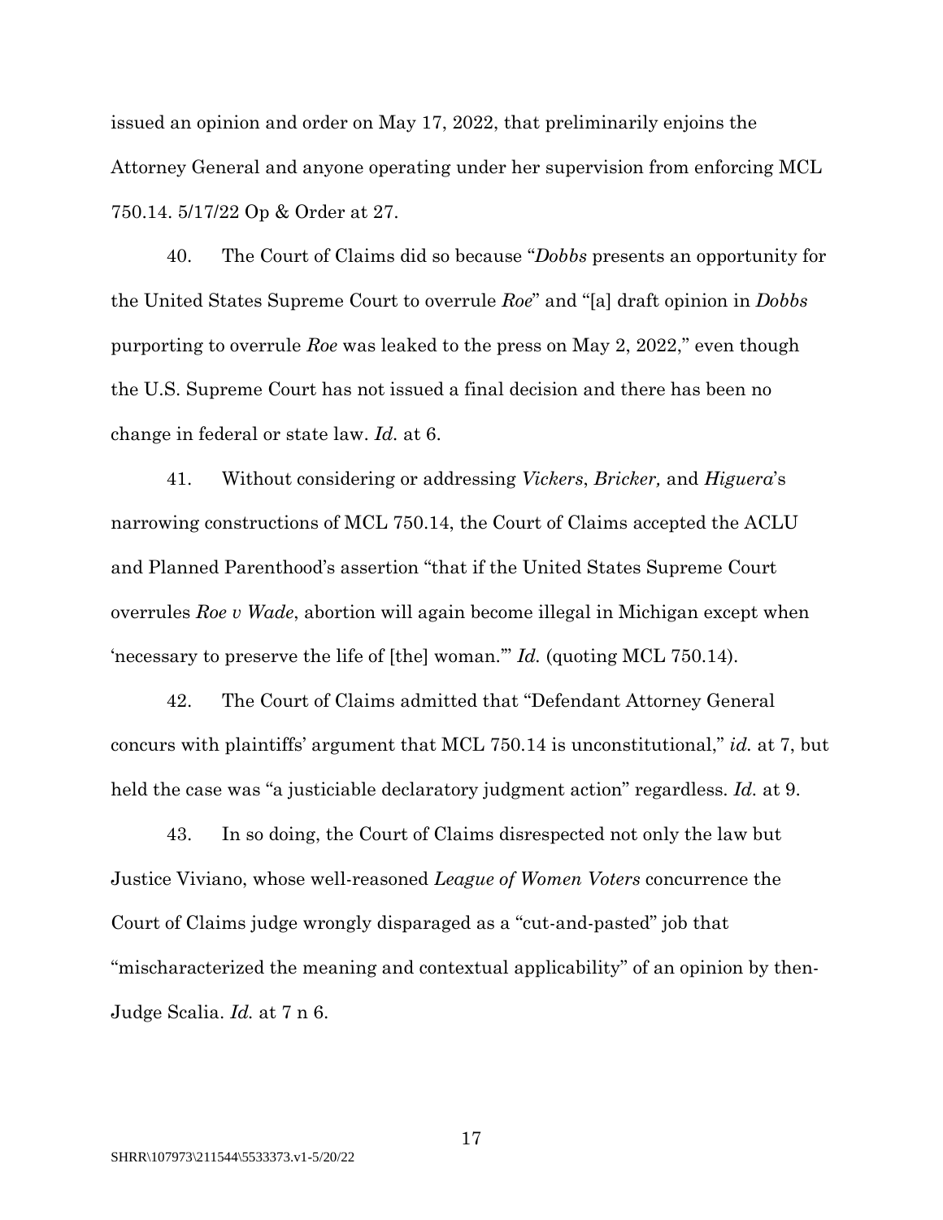issued an opinion and order on May 17, 2022, that preliminarily enjoins the Attorney General and anyone operating under her supervision from enforcing MCL 750.14. 5/17/22 Op & Order at 27.

40. The Court of Claims did so because "*Dobbs* presents an opportunity for the United States Supreme Court to overrule *Roe*" and "[a] draft opinion in *Dobbs* purporting to overrule *Roe* was leaked to the press on May 2, 2022," even though the U.S. Supreme Court has not issued a final decision and there has been no change in federal or state law. *Id.* at 6.

41. Without considering or addressing *Vickers*, *Bricker,* and *Higuera*'s narrowing constructions of MCL 750.14, the Court of Claims accepted the ACLU and Planned Parenthood's assertion "that if the United States Supreme Court overrules *Roe v Wade*, abortion will again become illegal in Michigan except when 'necessary to preserve the life of [the] woman.'" *Id.* (quoting MCL 750.14).

42. The Court of Claims admitted that "Defendant Attorney General concurs with plaintiffs' argument that MCL 750.14 is unconstitutional," *id.* at 7, but held the case was "a justiciable declaratory judgment action" regardless. *Id.* at 9.

43. In so doing, the Court of Claims disrespected not only the law but Justice Viviano, whose well-reasoned *League of Women Voters* concurrence the Court of Claims judge wrongly disparaged as a "cut-and-pasted" job that "mischaracterized the meaning and contextual applicability" of an opinion by then-Judge Scalia. *Id.* at 7 n 6.

SHRR\107973\211544\5533373.v1-5/20/22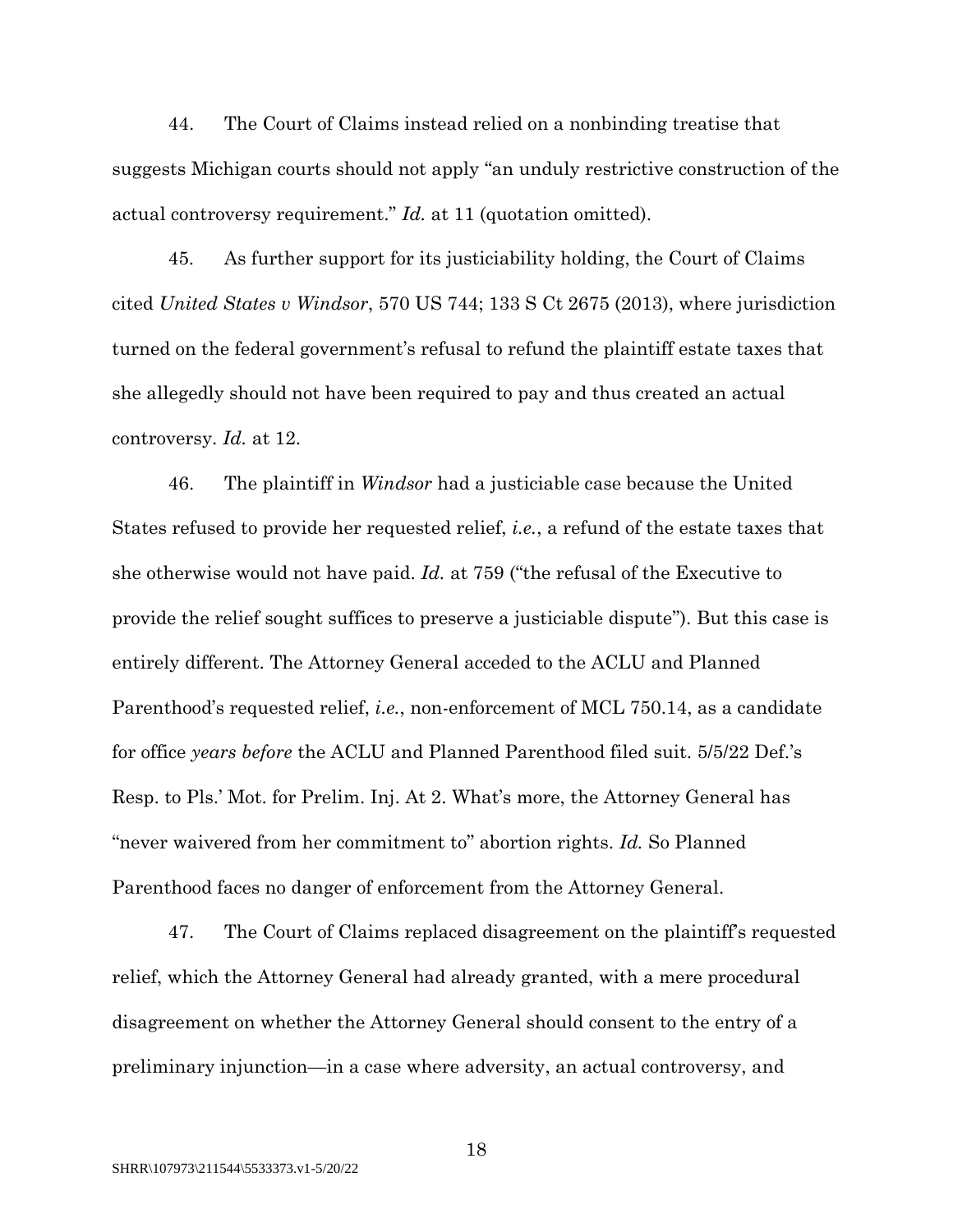44. The Court of Claims instead relied on a nonbinding treatise that suggests Michigan courts should not apply "an unduly restrictive construction of the actual controversy requirement." *Id.* at 11 (quotation omitted).

45. As further support for its justiciability holding, the Court of Claims cited *United States v Windsor*, 570 US 744; 133 S Ct 2675 (2013), where jurisdiction turned on the federal government's refusal to refund the plaintiff estate taxes that she allegedly should not have been required to pay and thus created an actual controversy. *Id.* at 12.

46. The plaintiff in *Windsor* had a justiciable case because the United States refused to provide her requested relief, *i.e.*, a refund of the estate taxes that she otherwise would not have paid. *Id.* at 759 ("the refusal of the Executive to provide the relief sought suffices to preserve a justiciable dispute"). But this case is entirely different. The Attorney General acceded to the ACLU and Planned Parenthood's requested relief, *i.e.*, non-enforcement of MCL 750.14, as a candidate for office *years before* the ACLU and Planned Parenthood filed suit. 5/5/22 Def.'s Resp. to Pls.' Mot. for Prelim. Inj. At 2. What's more, the Attorney General has "never waivered from her commitment to" abortion rights. *Id.* So Planned Parenthood faces no danger of enforcement from the Attorney General.

47. The Court of Claims replaced disagreement on the plaintiff's requested relief, which the Attorney General had already granted, with a mere procedural disagreement on whether the Attorney General should consent to the entry of a preliminary injunction—in a case where adversity, an actual controversy, and

SHRR\107973\211544\5533373.v1-5/20/22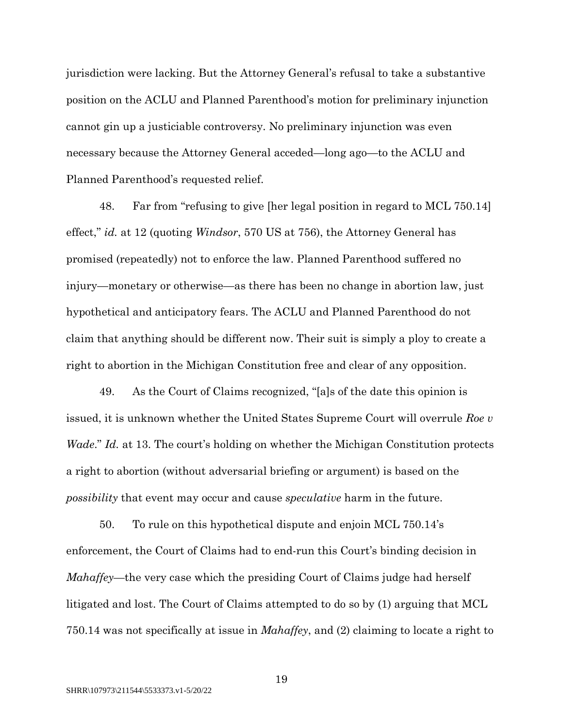jurisdiction were lacking. But the Attorney General's refusal to take a substantive position on the ACLU and Planned Parenthood's motion for preliminary injunction cannot gin up a justiciable controversy. No preliminary injunction was even necessary because the Attorney General acceded—long ago—to the ACLU and Planned Parenthood's requested relief.

48. Far from "refusing to give [her legal position in regard to MCL 750.14] effect," *id.* at 12 (quoting *Windsor*, 570 US at 756), the Attorney General has promised (repeatedly) not to enforce the law. Planned Parenthood suffered no injury—monetary or otherwise—as there has been no change in abortion law, just hypothetical and anticipatory fears. The ACLU and Planned Parenthood do not claim that anything should be different now. Their suit is simply a ploy to create a right to abortion in the Michigan Constitution free and clear of any opposition.

49. As the Court of Claims recognized, "[a]s of the date this opinion is issued, it is unknown whether the United States Supreme Court will overrule *Roe v Wade*." *Id.* at 13. The court's holding on whether the Michigan Constitution protects a right to abortion (without adversarial briefing or argument) is based on the *possibility* that event may occur and cause *speculative* harm in the future.

50. To rule on this hypothetical dispute and enjoin MCL 750.14's enforcement, the Court of Claims had to end-run this Court's binding decision in *Mahaffey*—the very case which the presiding Court of Claims judge had herself litigated and lost. The Court of Claims attempted to do so by (1) arguing that MCL 750.14 was not specifically at issue in *Mahaffey*, and (2) claiming to locate a right to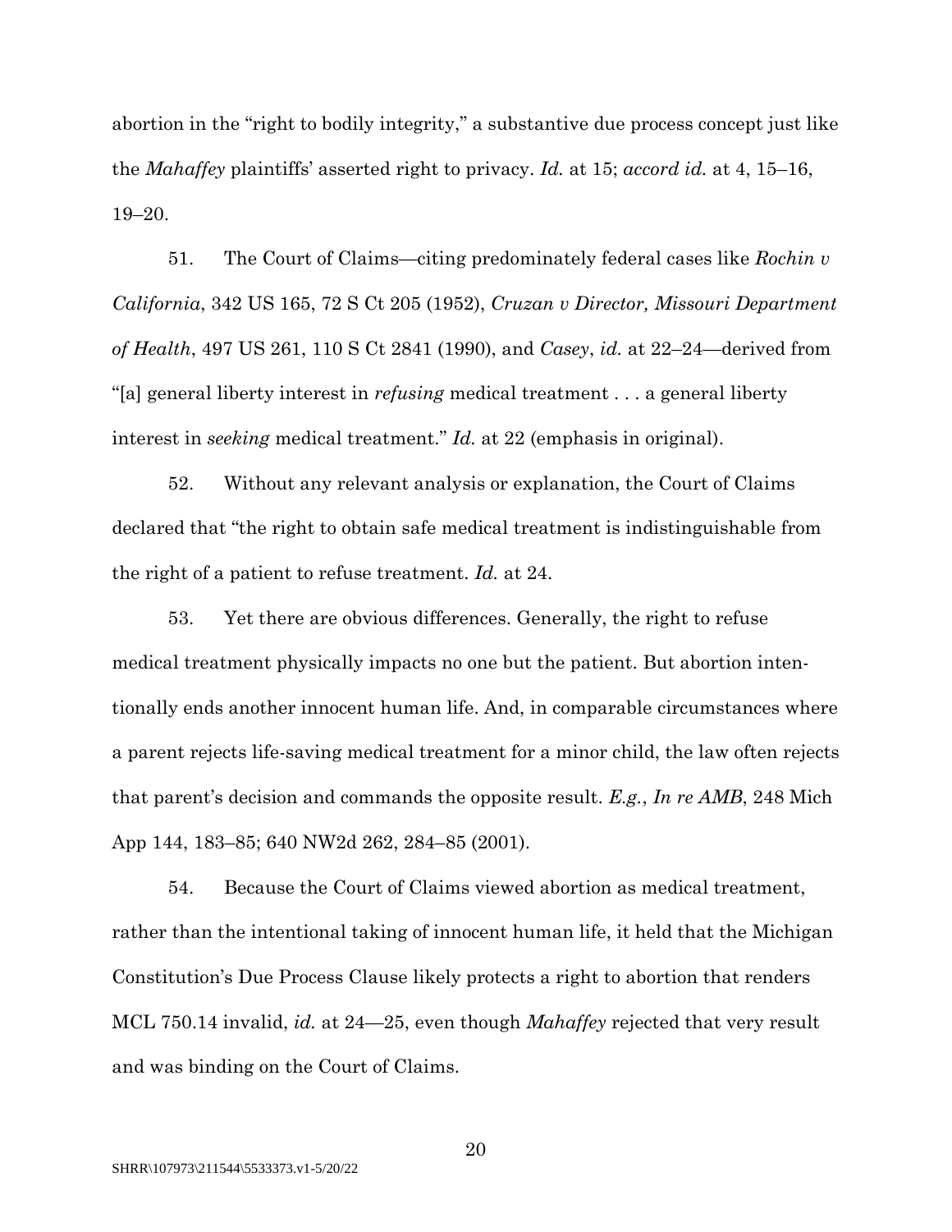abortion in the "right to bodily integrity," a substantive due process concept just like the *Mahaffey* plaintiffs' asserted right to privacy. *Id.* at 15; *accord id.* at 4, 15–16, 19–20.

51. The Court of Claims—citing predominately federal cases like *Rochin v California*, 342 US 165, 72 S Ct 205 (1952), *Cruzan v Director, Missouri Department of Health*, 497 US 261, 110 S Ct 2841 (1990), and *Casey*, *id.* at 22–24—derived from "[a] general liberty interest in *refusing* medical treatment . . . a general liberty interest in *seeking* medical treatment." *Id.* at 22 (emphasis in original).

52. Without any relevant analysis or explanation, the Court of Claims declared that "the right to obtain safe medical treatment is indistinguishable from the right of a patient to refuse treatment. *Id.* at 24.

53. Yet there are obvious differences. Generally, the right to refuse medical treatment physically impacts no one but the patient. But abortion intentionally ends another innocent human life. And, in comparable circumstances where a parent rejects life-saving medical treatment for a minor child, the law often rejects that parent's decision and commands the opposite result. *E.g.*, *In re AMB*, 248 Mich App 144, 183–85; 640 NW2d 262, 284–85 (2001).

54. Because the Court of Claims viewed abortion as medical treatment, rather than the intentional taking of innocent human life, it held that the Michigan Constitution's Due Process Clause likely protects a right to abortion that renders MCL 750.14 invalid, *id.* at 24—25, even though *Mahaffey* rejected that very result and was binding on the Court of Claims.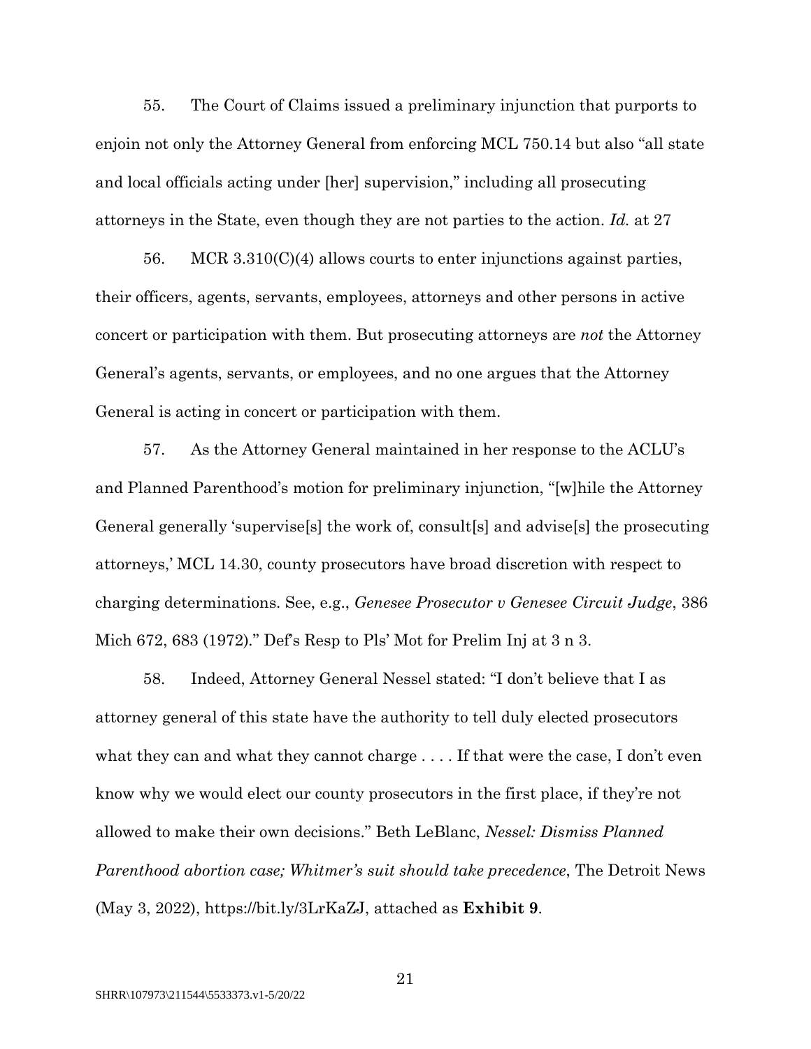55. The Court of Claims issued a preliminary injunction that purports to enjoin not only the Attorney General from enforcing MCL 750.14 but also "all state and local officials acting under [her] supervision," including all prosecuting attorneys in the State, even though they are not parties to the action. *Id.* at 27

56. MCR 3.310(C)(4) allows courts to enter injunctions against parties, their officers, agents, servants, employees, attorneys and other persons in active concert or participation with them. But prosecuting attorneys are *not* the Attorney General's agents, servants, or employees, and no one argues that the Attorney General is acting in concert or participation with them.

57. As the Attorney General maintained in her response to the ACLU's and Planned Parenthood's motion for preliminary injunction, "[w]hile the Attorney General generally 'supervise[s] the work of, consult[s] and advise[s] the prosecuting attorneys,' MCL 14.30, county prosecutors have broad discretion with respect to charging determinations. See, e.g., *Genesee Prosecutor v Genesee Circuit Judge*, 386 Mich 672, 683 (1972)." Def's Resp to Pls' Mot for Prelim Inj at 3 n 3.

58. Indeed, Attorney General Nessel stated: "I don't believe that I as attorney general of this state have the authority to tell duly elected prosecutors what they can and what they cannot charge . . . . If that were the case, I don't even know why we would elect our county prosecutors in the first place, if they're not allowed to make their own decisions." Beth LeBlanc, *Nessel: Dismiss Planned Parenthood abortion case; Whitmer's suit should take precedence*, The Detroit News (May 3, 2022), https://bit.ly/3LrKaZJ, attached as **Exhibit 9**.

SHRR\107973\211544\5533373.v1-5/20/22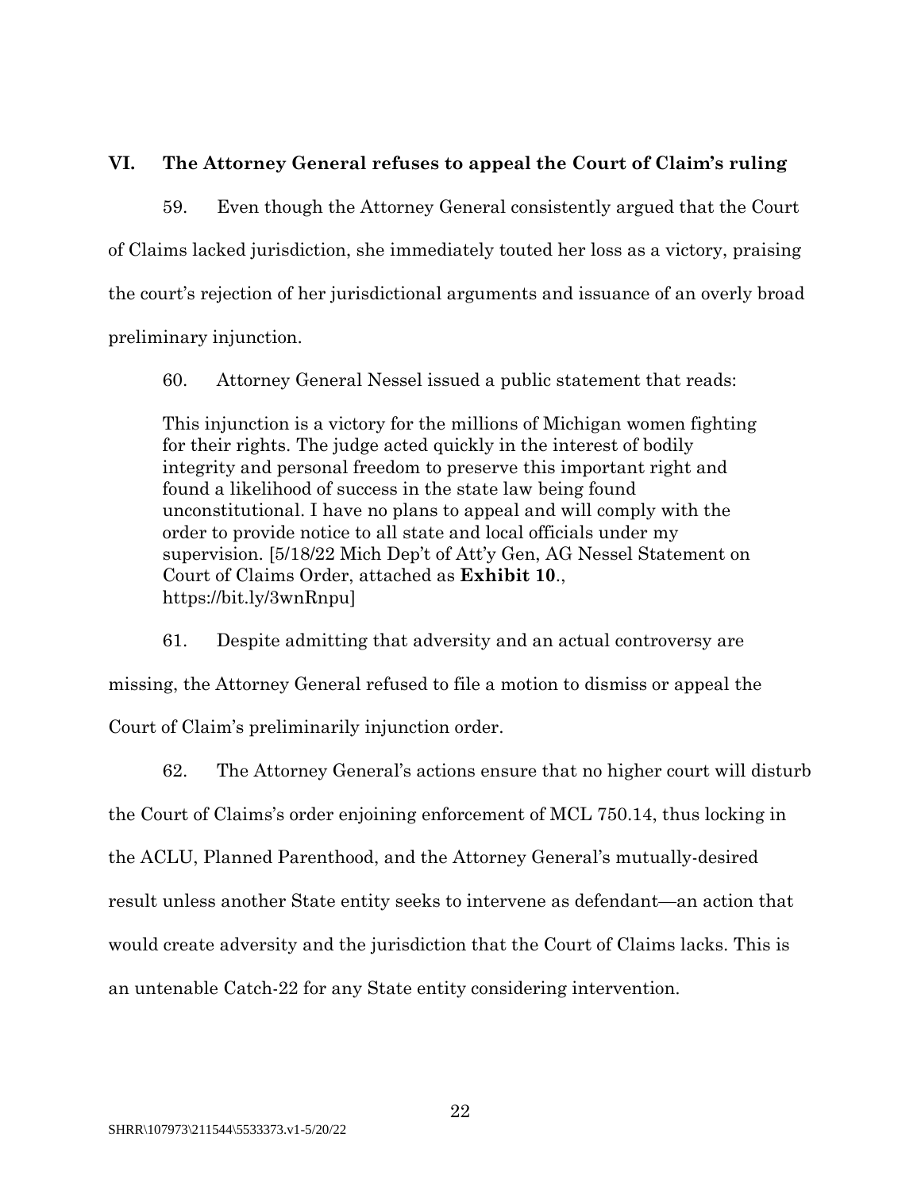## VI. The Attorney General refuses to appeal the Court of Claim's ruling

59. Even though the Attorney General consistently argued that the Court of Claims lacked jurisdiction, she immediately touted her loss as a victory, praising the court's rejection of her jurisdictional arguments and issuance of an overly broad preliminary injunction.

60. Attorney General Nessel issued a public statement that reads:

> This injunction is a victory for the millions of Michigan women fighting for their rights. The judge acted quickly in the interest of bodily integrity and personal freedom to preserve this important right and found a likelihood of success in the state law being found unconstitutional. I have no plans to appeal and will comply with the order to provide notice to all state and local officials under my supervision. [5/18/22 Mich Dep't of Att'y Gen, AG Nessel Statement on Court of Claims Order, attached as **Exhibit 10**., https://bit.ly/3wnRnpu]

61. Despite admitting that adversity and an actual controversy are missing, the Attorney General refused to file a motion to dismiss or appeal the Court of Claim's preliminarily injunction order.

62. The Attorney General's actions ensure that no higher court will disturb the Court of Claims's order enjoining enforcement of MCL 750.14, thus locking in the ACLU, Planned Parenthood, and the Attorney General's mutually-desired result unless another State entity seeks to intervene as defendant—an action that would create adversity and the jurisdiction that the Court of Claims lacks. This is an untenable Catch-22 for any State entity considering intervention.

SHRR\107973\211544\5533373.v1-5/20/22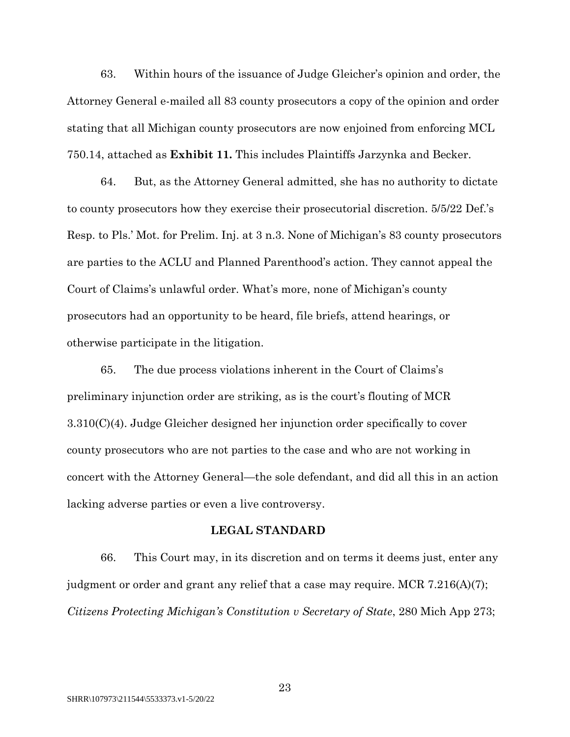63. Within hours of the issuance of Judge Gleicher's opinion and order, the Attorney General e-mailed all 83 county prosecutors a copy of the opinion and order stating that all Michigan county prosecutors are now enjoined from enforcing MCL 750.14, attached as **Exhibit 11.** This includes Plaintiffs Jarzynka and Becker.

64. But, as the Attorney General admitted, she has no authority to dictate to county prosecutors how they exercise their prosecutorial discretion. 5/5/22 Def.'s Resp. to Pls.' Mot. for Prelim. Inj. at 3 n.3. None of Michigan's 83 county prosecutors are parties to the ACLU and Planned Parenthood's action. They cannot appeal the Court of Claims's unlawful order. What's more, none of Michigan's county prosecutors had an opportunity to be heard, file briefs, attend hearings, or otherwise participate in the litigation.

65. The due process violations inherent in the Court of Claims's preliminary injunction order are striking, as is the court's flouting of MCR 3.310(C)(4). Judge Gleicher designed her injunction order specifically to cover county prosecutors who are not parties to the case and who are not working in concert with the Attorney General—the sole defendant, and did all this in an action lacking adverse parties or even a live controversy.

## LEGAL STANDARD

66. This Court may, in its discretion and on terms it deems just, enter any judgment or order and grant any relief that a case may require. MCR 7.216(A)(7); *Citizens Protecting Michigan's Constitution v Secretary of State*, 280 Mich App 273;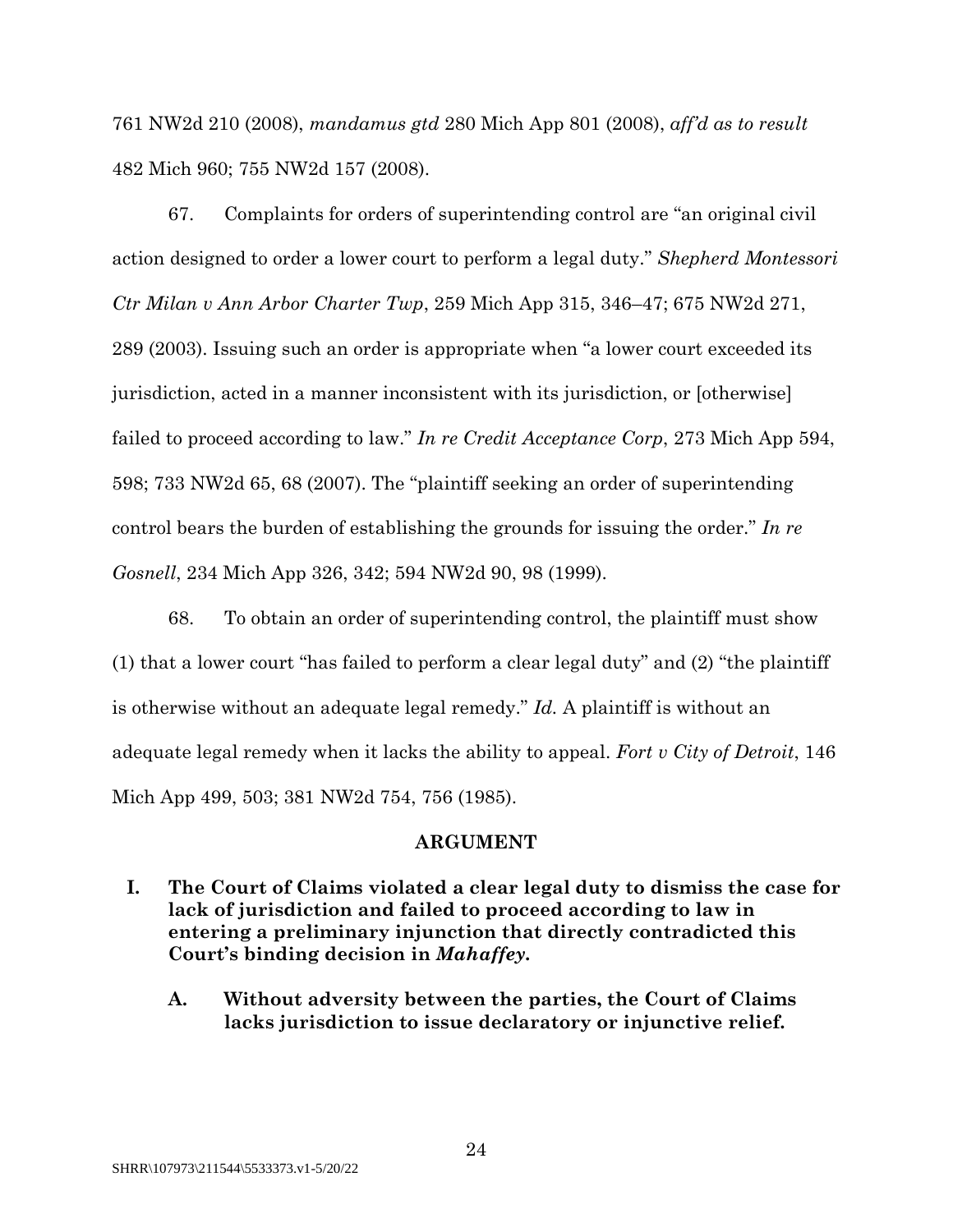761 NW2d 210 (2008), *mandamus gtd* 280 Mich App 801 (2008), *aff'd as to result* 482 Mich 960; 755 NW2d 157 (2008).

67. Complaints for orders of superintending control are "an original civil action designed to order a lower court to perform a legal duty." *Shepherd Montessori Ctr Milan v Ann Arbor Charter Twp*, 259 Mich App 315, 346–47; 675 NW2d 271, 289 (2003). Issuing such an order is appropriate when "a lower court exceeded its jurisdiction, acted in a manner inconsistent with its jurisdiction, or [otherwise] failed to proceed according to law." *In re Credit Acceptance Corp*, 273 Mich App 594, 598; 733 NW2d 65, 68 (2007). The "plaintiff seeking an order of superintending control bears the burden of establishing the grounds for issuing the order." *In re Gosnell*, 234 Mich App 326, 342; 594 NW2d 90, 98 (1999).

68. To obtain an order of superintending control, the plaintiff must show (1) that a lower court "has failed to perform a clear legal duty" and (2) "the plaintiff is otherwise without an adequate legal remedy." *Id.* A plaintiff is without an adequate legal remedy when it lacks the ability to appeal. *Fort v City of Detroit*, 146 Mich App 499, 503; 381 NW2d 754, 756 (1985).

## ARGUMENT

### I. The Court of Claims violated a clear legal duty to dismiss the case for lack of jurisdiction and failed to proceed according to law in entering a preliminary injunction that directly contradicted this Court's binding decision in *Mahaffey*.

#### A. Without adversity between the parties, the Court of Claims lacks jurisdiction to issue declaratory or injunctive relief.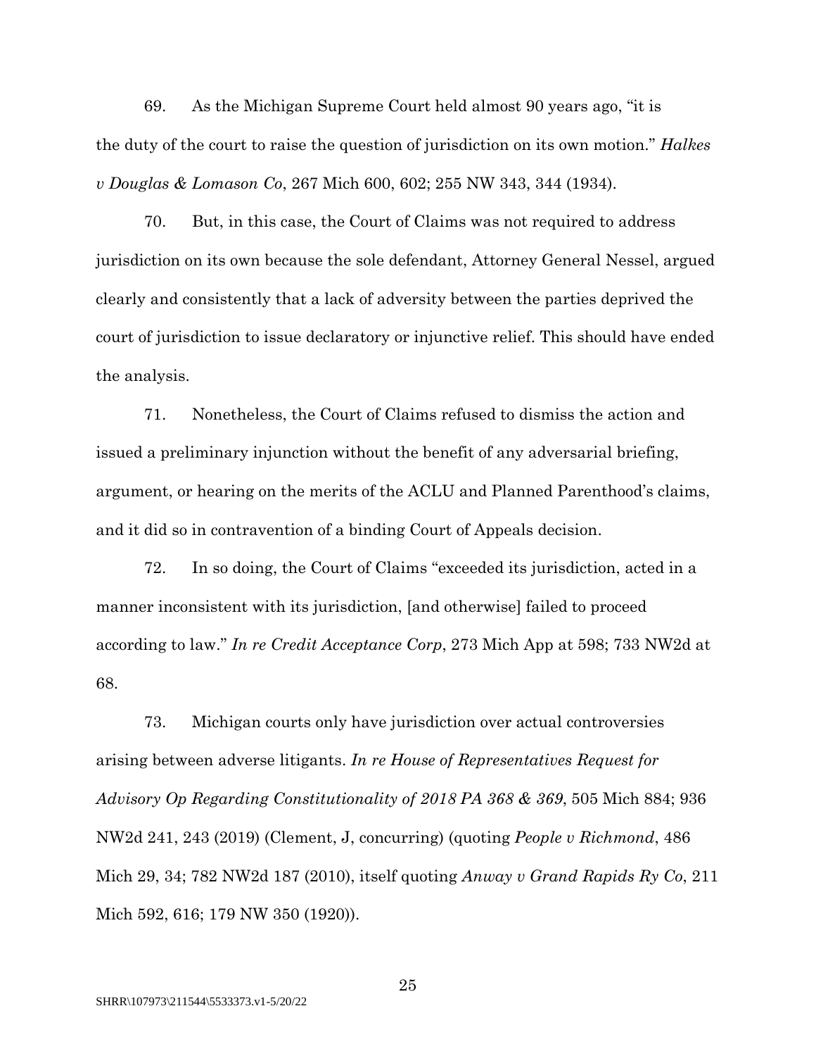69. As the Michigan Supreme Court held almost 90 years ago, "it is the duty of the court to raise the question of jurisdiction on its own motion." *Halkes v Douglas & Lomason Co*, 267 Mich 600, 602; 255 NW 343, 344 (1934).

70. But, in this case, the Court of Claims was not required to address jurisdiction on its own because the sole defendant, Attorney General Nessel, argued clearly and consistently that a lack of adversity between the parties deprived the court of jurisdiction to issue declaratory or injunctive relief. This should have ended the analysis.

71. Nonetheless, the Court of Claims refused to dismiss the action and issued a preliminary injunction without the benefit of any adversarial briefing, argument, or hearing on the merits of the ACLU and Planned Parenthood's claims, and it did so in contravention of a binding Court of Appeals decision.

72. In so doing, the Court of Claims "exceeded its jurisdiction, acted in a manner inconsistent with its jurisdiction, [and otherwise] failed to proceed according to law." *In re Credit Acceptance Corp*, 273 Mich App at 598; 733 NW2d at 68.

73. Michigan courts only have jurisdiction over actual controversies arising between adverse litigants. *In re House of Representatives Request for Advisory Op Regarding Constitutionality of 2018 PA 368 & 369*, 505 Mich 884; 936 NW2d 241, 243 (2019) (Clement, J, concurring) (quoting *People v Richmond*, 486 Mich 29, 34; 782 NW2d 187 (2010), itself quoting *Anway v Grand Rapids Ry Co*, 211 Mich 592, 616; 179 NW 350 (1920)).

SHRR\107973\211544\5533373.v1-5/20/22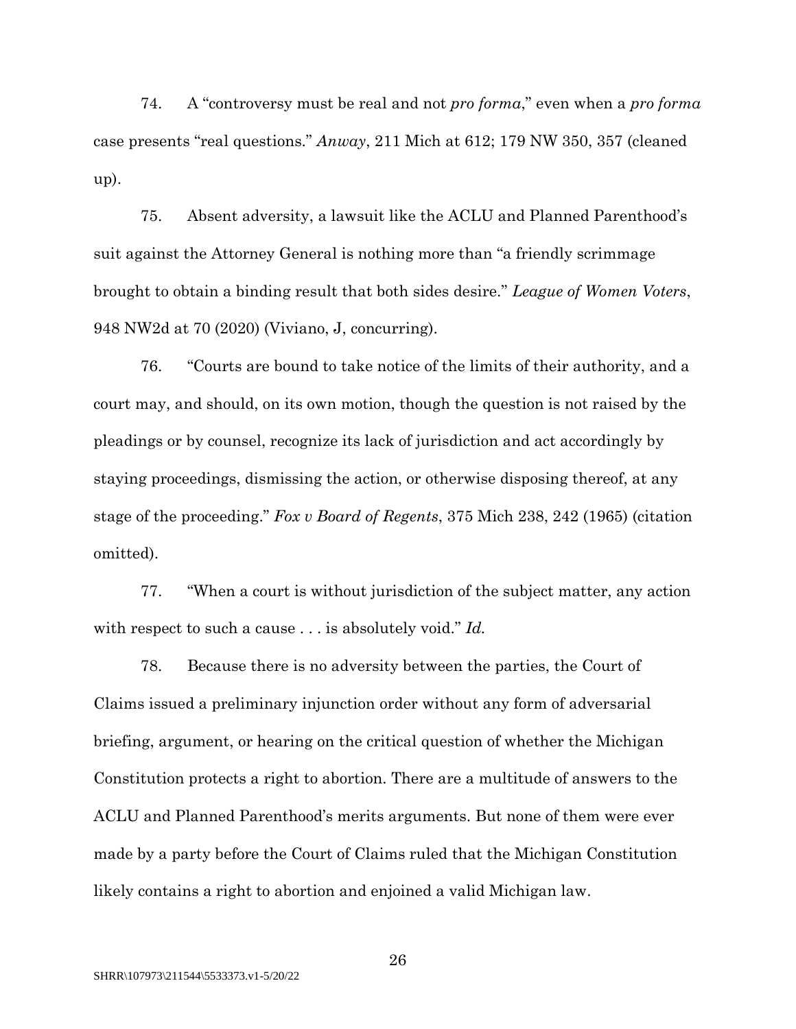74. A "controversy must be real and not *pro forma*," even when a *pro forma* case presents "real questions." *Anway*, 211 Mich at 612; 179 NW 350, 357 (cleaned up).

75. Absent adversity, a lawsuit like the ACLU and Planned Parenthood's suit against the Attorney General is nothing more than "a friendly scrimmage brought to obtain a binding result that both sides desire." *League of Women Voters*, 948 NW2d at 70 (2020) (Viviano, J, concurring).

76. "Courts are bound to take notice of the limits of their authority, and a court may, and should, on its own motion, though the question is not raised by the pleadings or by counsel, recognize its lack of jurisdiction and act accordingly by staying proceedings, dismissing the action, or otherwise disposing thereof, at any stage of the proceeding." *Fox v Board of Regents*, 375 Mich 238, 242 (1965) (citation omitted).

77. "When a court is without jurisdiction of the subject matter, any action with respect to such a cause . . . is absolutely void." *Id.*

78. Because there is no adversity between the parties, the Court of Claims issued a preliminary injunction order without any form of adversarial briefing, argument, or hearing on the critical question of whether the Michigan Constitution protects a right to abortion. There are a multitude of answers to the ACLU and Planned Parenthood's merits arguments. But none of them were ever made by a party before the Court of Claims ruled that the Michigan Constitution likely contains a right to abortion and enjoined a valid Michigan law.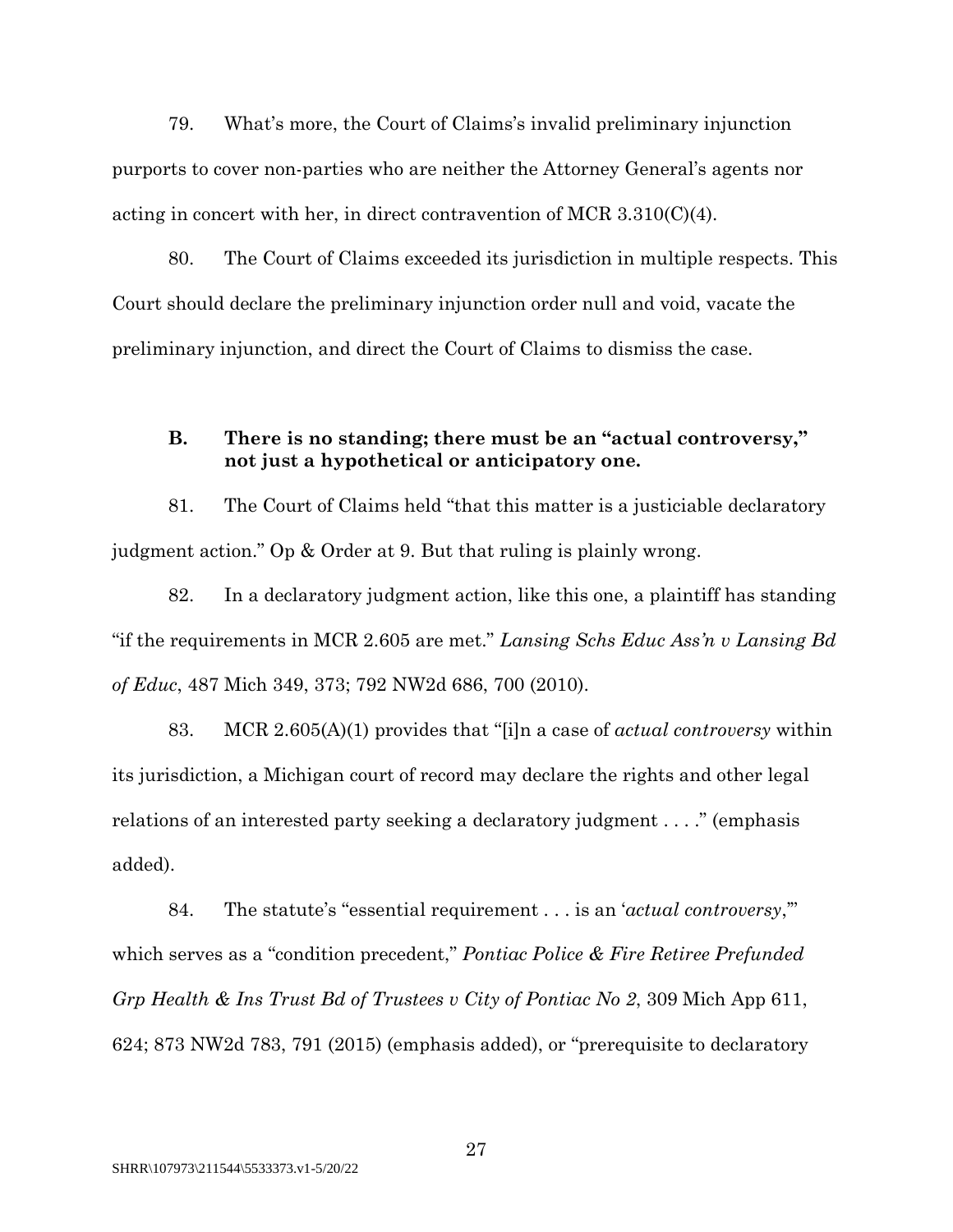79. What's more, the Court of Claims's invalid preliminary injunction purports to cover non-parties who are neither the Attorney General's agents nor acting in concert with her, in direct contravention of MCR 3.310(C)(4).

80. The Court of Claims exceeded its jurisdiction in multiple respects. This Court should declare the preliminary injunction order null and void, vacate the preliminary injunction, and direct the Court of Claims to dismiss the case.

### B. There is no standing; there must be an "actual controversy," not just a hypothetical or anticipatory one.

81. The Court of Claims held "that this matter is a justiciable declaratory judgment action." Op & Order at 9. But that ruling is plainly wrong.

82. In a declaratory judgment action, like this one, a plaintiff has standing "if the requirements in MCR 2.605 are met." *Lansing Schs Educ Ass'n v Lansing Bd of Educ*, 487 Mich 349, 373; 792 NW2d 686, 700 (2010).

83. MCR 2.605(A)(1) provides that "[i]n a case of *actual controversy* within its jurisdiction, a Michigan court of record may declare the rights and other legal relations of an interested party seeking a declaratory judgment . . . ." (emphasis added).

84. The statute's "essential requirement . . . is an '*actual controversy*,'" which serves as a "condition precedent," *Pontiac Police & Fire Retiree Prefunded Grp Health & Ins Trust Bd of Trustees v City of Pontiac No 2*, 309 Mich App 611, 624; 873 NW2d 783, 791 (2015) (emphasis added), or "prerequisite to declaratory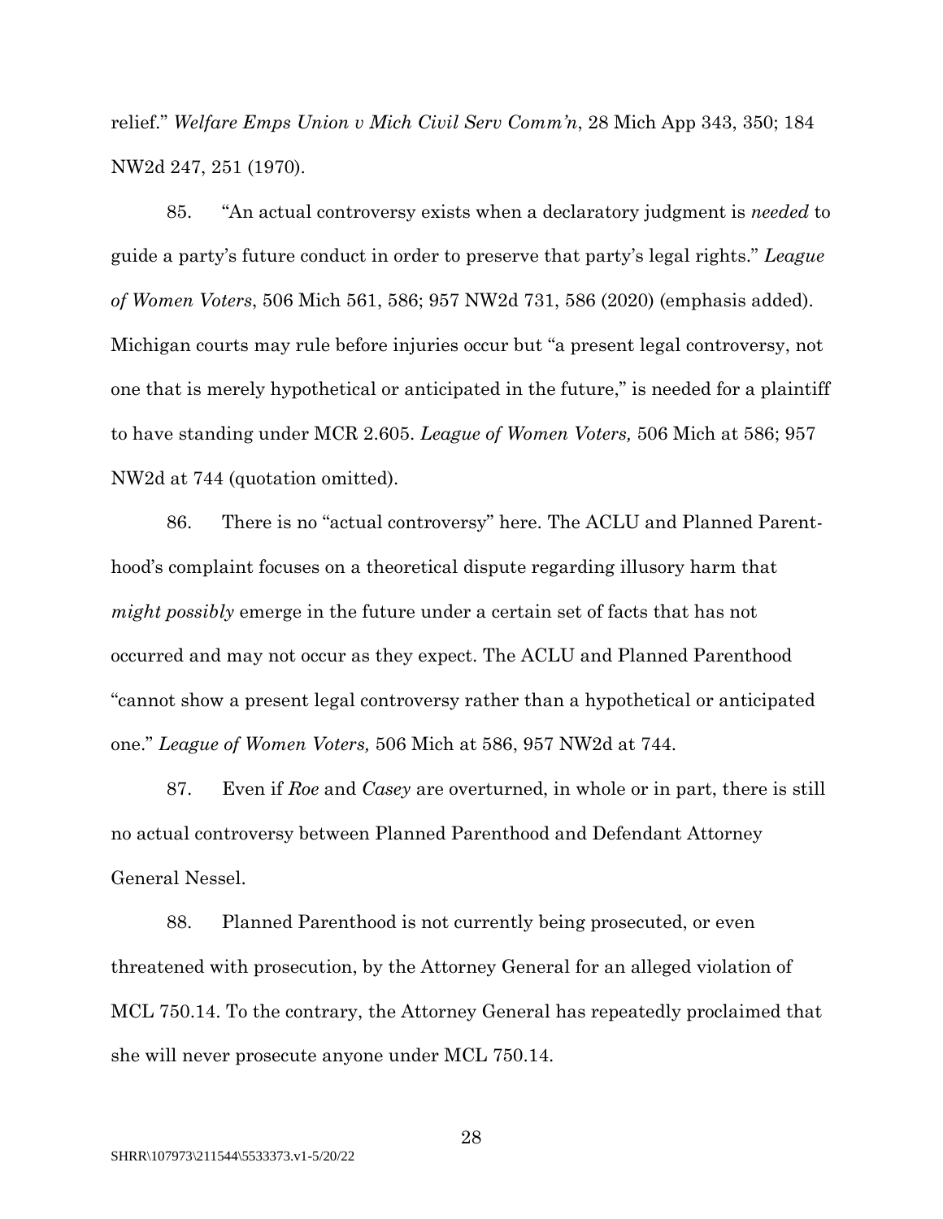relief." *Welfare Emps Union v Mich Civil Serv Comm'n*, 28 Mich App 343, 350; 184 NW2d 247, 251 (1970).

85. "An actual controversy exists when a declaratory judgment is *needed* to guide a party's future conduct in order to preserve that party's legal rights." *League of Women Voters*, 506 Mich 561, 586; 957 NW2d 731, 586 (2020) (emphasis added). Michigan courts may rule before injuries occur but "a present legal controversy, not one that is merely hypothetical or anticipated in the future," is needed for a plaintiff to have standing under MCR 2.605. *League of Women Voters,* 506 Mich at 586; 957 NW2d at 744 (quotation omitted).

86. There is no "actual controversy" here. The ACLU and Planned Parenthood's complaint focuses on a theoretical dispute regarding illusory harm that *might possibly* emerge in the future under a certain set of facts that has not occurred and may not occur as they expect. The ACLU and Planned Parenthood "cannot show a present legal controversy rather than a hypothetical or anticipated one." *League of Women Voters,* 506 Mich at 586, 957 NW2d at 744.

87. Even if *Roe* and *Casey* are overturned, in whole or in part, there is still no actual controversy between Planned Parenthood and Defendant Attorney General Nessel.

88. Planned Parenthood is not currently being prosecuted, or even threatened with prosecution, by the Attorney General for an alleged violation of MCL 750.14. To the contrary, the Attorney General has repeatedly proclaimed that she will never prosecute anyone under MCL 750.14.

SHRR\107973\211544\5533373.v1-5/20/22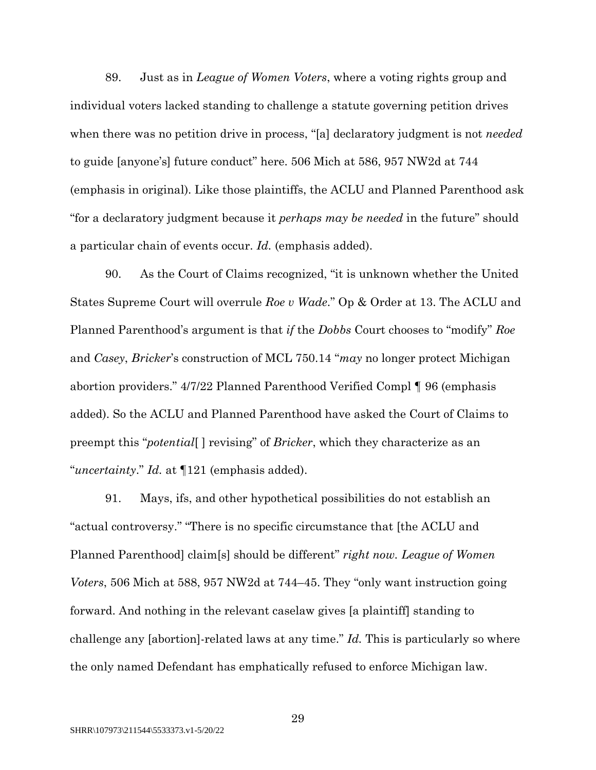89. Just as in *League of Women Voters*, where a voting rights group and individual voters lacked standing to challenge a statute governing petition drives when there was no petition drive in process, "[a] declaratory judgment is not *needed* to guide [anyone's] future conduct" here. 506 Mich at 586, 957 NW2d at 744 (emphasis in original). Like those plaintiffs, the ACLU and Planned Parenthood ask "for a declaratory judgment because it *perhaps may be needed* in the future" should a particular chain of events occur. *Id.* (emphasis added).

90. As the Court of Claims recognized, "it is unknown whether the United States Supreme Court will overrule *Roe v Wade*." Op & Order at 13. The ACLU and Planned Parenthood's argument is that *if* the *Dobbs* Court chooses to "modify" *Roe* and *Casey*, *Bricker*'s construction of MCL 750.14 "*may* no longer protect Michigan abortion providers." 4/7/22 Planned Parenthood Verified Compl ¶ 96 (emphasis added). So the ACLU and Planned Parenthood have asked the Court of Claims to preempt this "*potential*[ ] revising" of *Bricker*, which they characterize as an "*uncertainty*." *Id.* at ¶121 (emphasis added).

91. Mays, ifs, and other hypothetical possibilities do not establish an "actual controversy." "There is no specific circumstance that [the ACLU and Planned Parenthood] claim[s] should be different" *right now. League of Women Voters*, 506 Mich at 588, 957 NW2d at 744–45. They "only want instruction going forward. And nothing in the relevant caselaw gives [a plaintiff] standing to challenge any [abortion]-related laws at any time." *Id.* This is particularly so where the only named Defendant has emphatically refused to enforce Michigan law.

SHRR\107973\211544\5533373.v1-5/20/22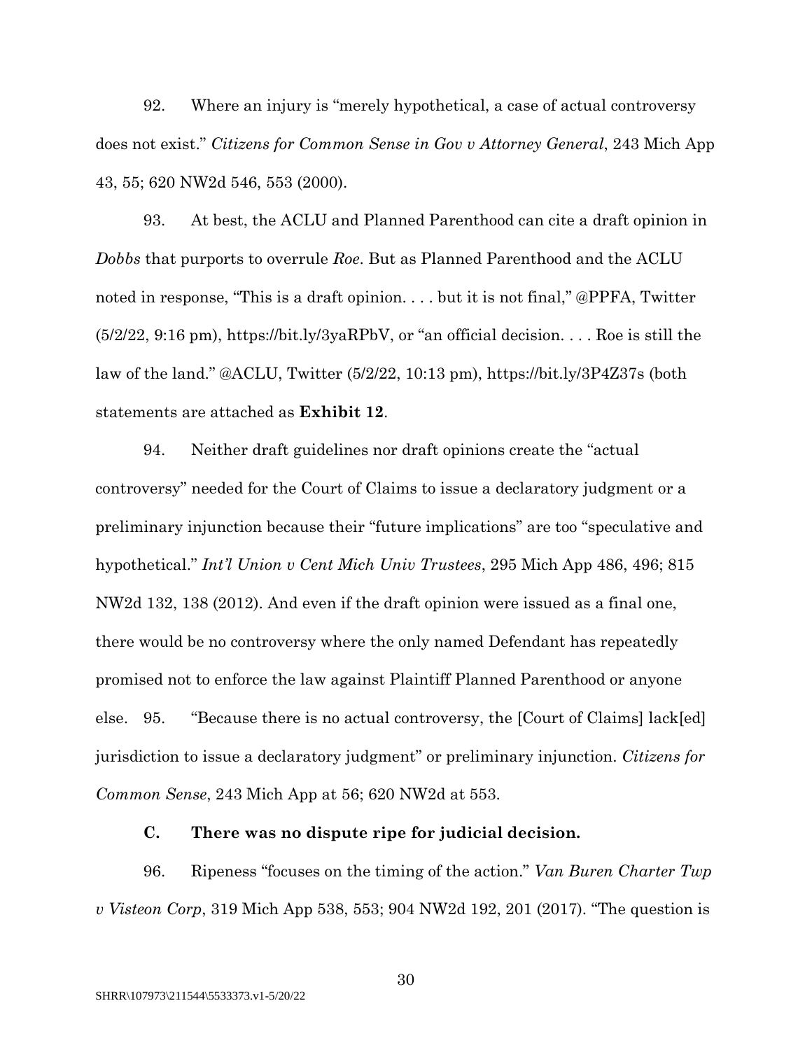92. Where an injury is "merely hypothetical, a case of actual controversy does not exist." *Citizens for Common Sense in Gov v Attorney General*, 243 Mich App 43, 55; 620 NW2d 546, 553 (2000).

93. At best, the ACLU and Planned Parenthood can cite a draft opinion in *Dobbs* that purports to overrule *Roe*. But as Planned Parenthood and the ACLU noted in response, "This is a draft opinion. . . . but it is not final," @PPFA, Twitter (5/2/22, 9:16 pm), https://bit.ly/3yaRPbV, or "an official decision. . . . Roe is still the law of the land." @ACLU, Twitter (5/2/22, 10:13 pm), https://bit.ly/3P4Z37s (both statements are attached as **Exhibit 12**.

94. Neither draft guidelines nor draft opinions create the "actual controversy" needed for the Court of Claims to issue a declaratory judgment or a preliminary injunction because their "future implications" are too "speculative and hypothetical." *Int'l Union v Cent Mich Univ Trustees*, 295 Mich App 486, 496; 815 NW2d 132, 138 (2012). And even if the draft opinion were issued as a final one, there would be no controversy where the only named Defendant has repeatedly promised not to enforce the law against Plaintiff Planned Parenthood or anyone else.

95. "Because there is no actual controversy, the [Court of Claims] lack[ed] jurisdiction to issue a declaratory judgment" or preliminary injunction. *Citizens for Common Sense*, 243 Mich App at 56; 620 NW2d at 553.

### C. There was no dispute ripe for judicial decision.

96. Ripeness "focuses on the timing of the action." *Van Buren Charter Twp v Visteon Corp*, 319 Mich App 538, 553; 904 NW2d 192, 201 (2017). "The question is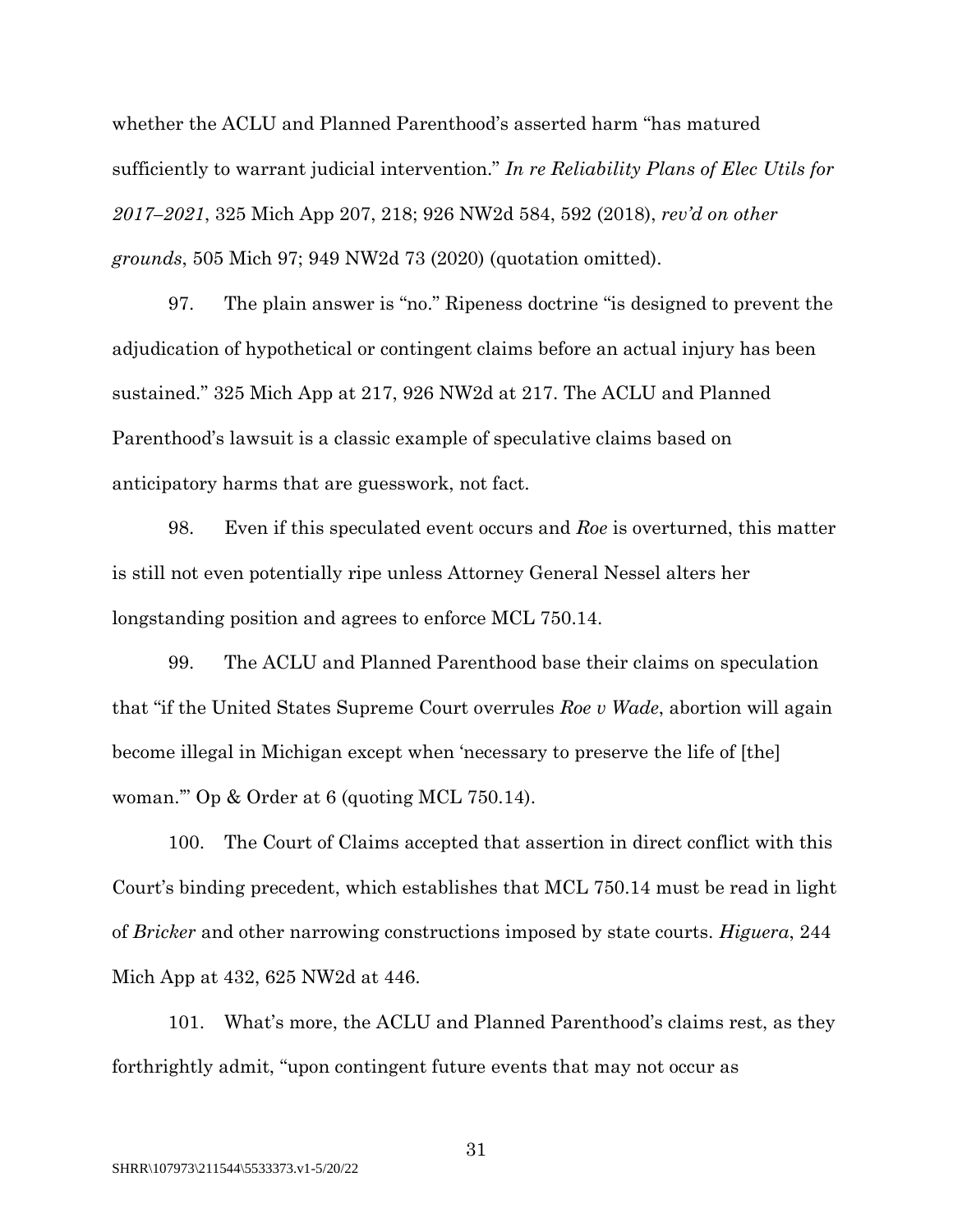whether the ACLU and Planned Parenthood's asserted harm "has matured sufficiently to warrant judicial intervention." *In re Reliability Plans of Elec Utils for 2017–2021*, 325 Mich App 207, 218; 926 NW2d 584, 592 (2018), *rev'd on other grounds*, 505 Mich 97; 949 NW2d 73 (2020) (quotation omitted).

97. The plain answer is "no." Ripeness doctrine "is designed to prevent the adjudication of hypothetical or contingent claims before an actual injury has been sustained." 325 Mich App at 217, 926 NW2d at 217. The ACLU and Planned Parenthood's lawsuit is a classic example of speculative claims based on anticipatory harms that are guesswork, not fact.

98. Even if this speculated event occurs and *Roe* is overturned, this matter is still not even potentially ripe unless Attorney General Nessel alters her longstanding position and agrees to enforce MCL 750.14.

99. The ACLU and Planned Parenthood base their claims on speculation that "if the United States Supreme Court overrules *Roe v Wade*, abortion will again become illegal in Michigan except when 'necessary to preserve the life of [the] woman.'" Op & Order at 6 (quoting MCL 750.14).

100. The Court of Claims accepted that assertion in direct conflict with this Court's binding precedent, which establishes that MCL 750.14 must be read in light of *Bricker* and other narrowing constructions imposed by state courts. *Higuera*, 244 Mich App at 432, 625 NW2d at 446.

101. What's more, the ACLU and Planned Parenthood's claims rest, as they forthrightly admit, "upon contingent future events that may not occur as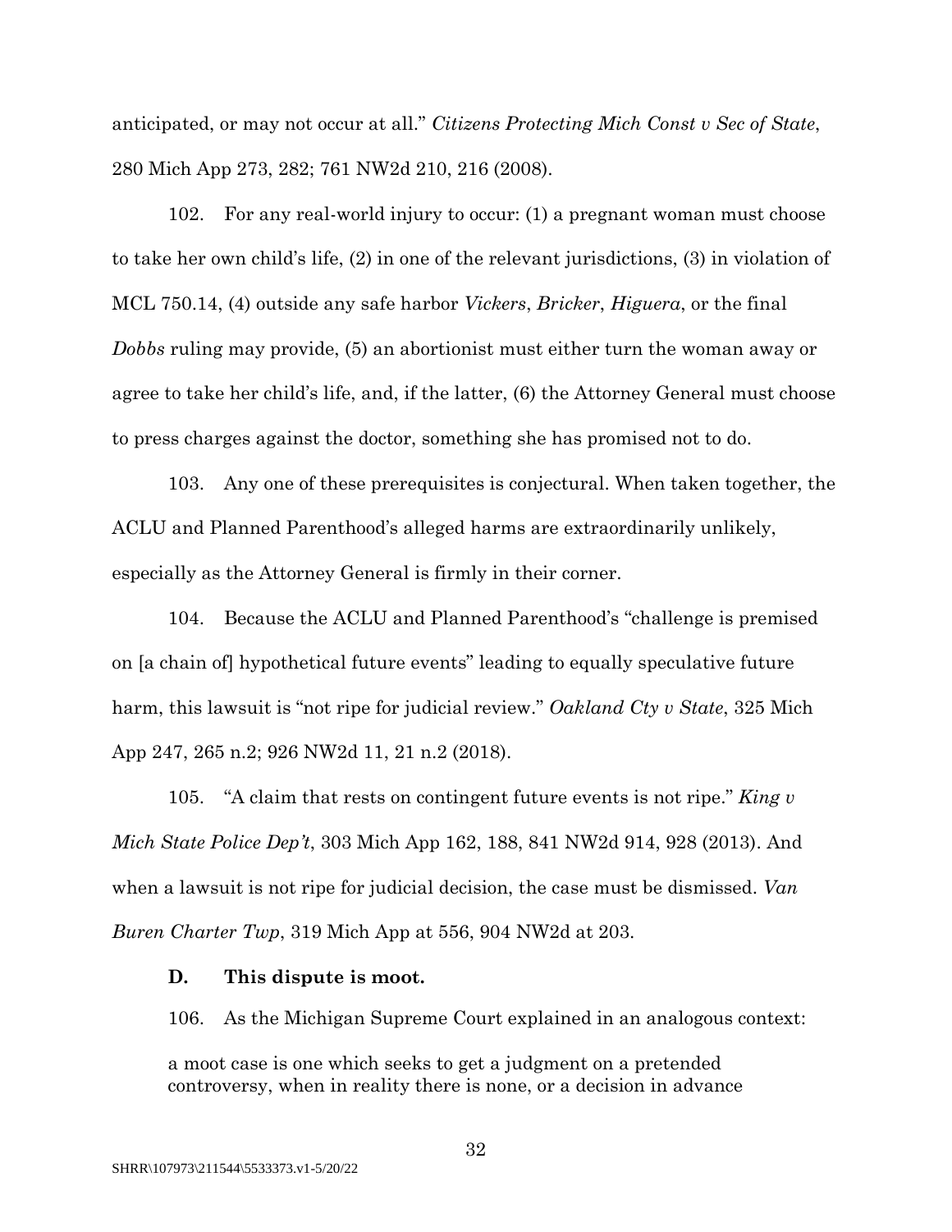anticipated, or may not occur at all." *Citizens Protecting Mich Const v Sec of State*, 280 Mich App 273, 282; 761 NW2d 210, 216 (2008).

102. For any real-world injury to occur: (1) a pregnant woman must choose to take her own child's life, (2) in one of the relevant jurisdictions, (3) in violation of MCL 750.14, (4) outside any safe harbor *Vickers*, *Bricker*, *Higuera*, or the final *Dobbs* ruling may provide, (5) an abortionist must either turn the woman away or agree to take her child's life, and, if the latter, (6) the Attorney General must choose to press charges against the doctor, something she has promised not to do.

103. Any one of these prerequisites is conjectural. When taken together, the ACLU and Planned Parenthood's alleged harms are extraordinarily unlikely, especially as the Attorney General is firmly in their corner.

104. Because the ACLU and Planned Parenthood's "challenge is premised on [a chain of] hypothetical future events" leading to equally speculative future harm, this lawsuit is "not ripe for judicial review." *Oakland Cty v State*, 325 Mich App 247, 265 n.2; 926 NW2d 11, 21 n.2 (2018).

105. "A claim that rests on contingent future events is not ripe." *King v Mich State Police Dep't*, 303 Mich App 162, 188, 841 NW2d 914, 928 (2013). And when a lawsuit is not ripe for judicial decision, the case must be dismissed. *Van Buren Charter Twp*, 319 Mich App at 556, 904 NW2d at 203.

### D. This dispute is moot.

106. As the Michigan Supreme Court explained in an analogous context:

> a moot case is one which seeks to get a judgment on a pretended controversy, when in reality there is none, or a decision in advance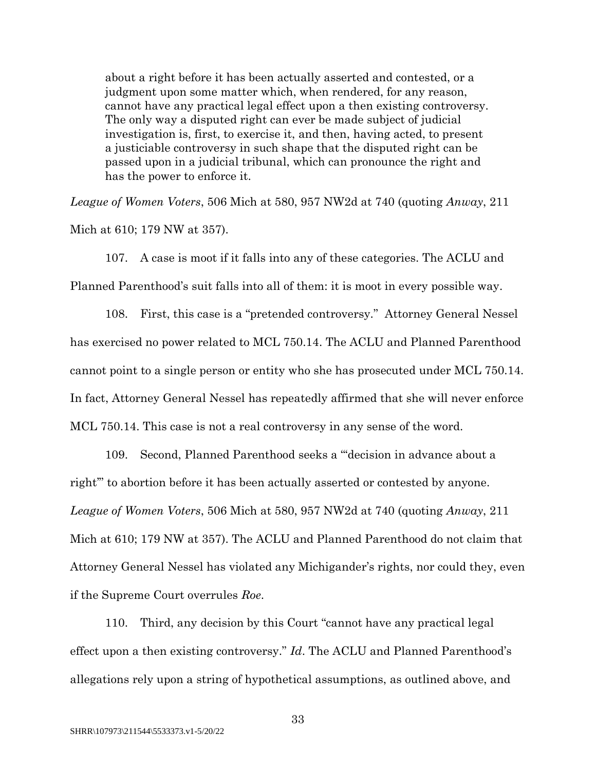> about a right before it has been actually asserted and contested, or a judgment upon some matter which, when rendered, for any reason, cannot have any practical legal effect upon a then existing controversy. The only way a disputed right can ever be made subject of judicial investigation is, first, to exercise it, and then, having acted, to present a justiciable controversy in such shape that the disputed right can be passed upon in a judicial tribunal, which can pronounce the right and has the power to enforce it.

*League of Women Voters*, 506 Mich at 580, 957 NW2d at 740 (quoting *Anway*, 211 Mich at 610; 179 NW at 357).

107. A case is moot if it falls into any of these categories. The ACLU and Planned Parenthood's suit falls into all of them: it is moot in every possible way.

108. First, this case is a "pretended controversy." Attorney General Nessel has exercised no power related to MCL 750.14. The ACLU and Planned Parenthood cannot point to a single person or entity who she has prosecuted under MCL 750.14. In fact, Attorney General Nessel has repeatedly affirmed that she will never enforce MCL 750.14. This case is not a real controversy in any sense of the word.

109. Second, Planned Parenthood seeks a "'decision in advance about a right'" to abortion before it has been actually asserted or contested by anyone. *League of Women Voters*, 506 Mich at 580, 957 NW2d at 740 (quoting *Anway*, 211 Mich at 610; 179 NW at 357). The ACLU and Planned Parenthood do not claim that Attorney General Nessel has violated any Michigander's rights, nor could they, even if the Supreme Court overrules *Roe*.

110. Third, any decision by this Court "cannot have any practical legal effect upon a then existing controversy." *Id*. The ACLU and Planned Parenthood's allegations rely upon a string of hypothetical assumptions, as outlined above, and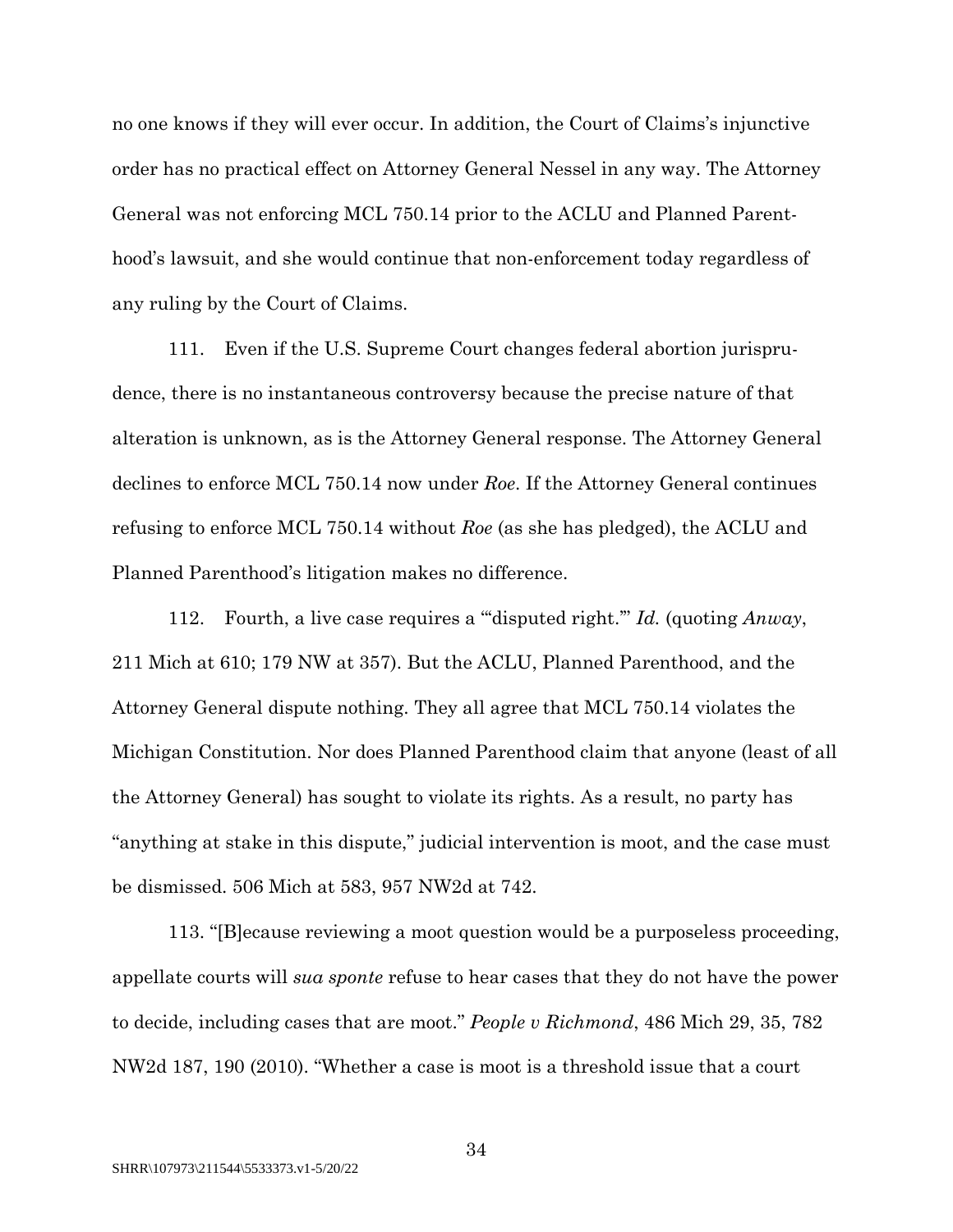no one knows if they will ever occur. In addition, the Court of Claims's injunctive order has no practical effect on Attorney General Nessel in any way. The Attorney General was not enforcing MCL 750.14 prior to the ACLU and Planned Parenthood's lawsuit, and she would continue that non-enforcement today regardless of any ruling by the Court of Claims.

111. Even if the U.S. Supreme Court changes federal abortion jurisprudence, there is no instantaneous controversy because the precise nature of that alteration is unknown, as is the Attorney General response. The Attorney General declines to enforce MCL 750.14 now under *Roe*. If the Attorney General continues refusing to enforce MCL 750.14 without *Roe* (as she has pledged), the ACLU and Planned Parenthood's litigation makes no difference.

112. Fourth, a live case requires a "'disputed right.'" *Id.* (quoting *Anway*, 211 Mich at 610; 179 NW at 357). But the ACLU, Planned Parenthood, and the Attorney General dispute nothing. They all agree that MCL 750.14 violates the Michigan Constitution. Nor does Planned Parenthood claim that anyone (least of all the Attorney General) has sought to violate its rights. As a result, no party has "anything at stake in this dispute," judicial intervention is moot, and the case must be dismissed. 506 Mich at 583, 957 NW2d at 742.

113. "[B]ecause reviewing a moot question would be a purposeless proceeding, appellate courts will *sua sponte* refuse to hear cases that they do not have the power to decide, including cases that are moot." *People v Richmond*, 486 Mich 29, 35, 782 NW2d 187, 190 (2010). "Whether a case is moot is a threshold issue that a court

SHRR\107973\211544\5533373.v1-5/20/22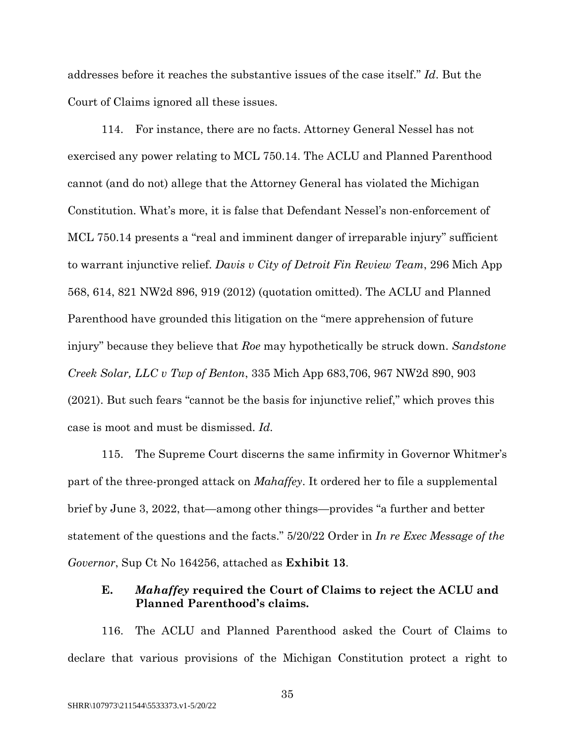addresses before it reaches the substantive issues of the case itself." *Id*. But the Court of Claims ignored all these issues.

114. For instance, there are no facts. Attorney General Nessel has not exercised any power relating to MCL 750.14. The ACLU and Planned Parenthood cannot (and do not) allege that the Attorney General has violated the Michigan Constitution. What's more, it is false that Defendant Nessel's non-enforcement of MCL 750.14 presents a "real and imminent danger of irreparable injury" sufficient to warrant injunctive relief. *Davis v City of Detroit Fin Review Team*, 296 Mich App 568, 614, 821 NW2d 896, 919 (2012) (quotation omitted). The ACLU and Planned Parenthood have grounded this litigation on the "mere apprehension of future injury" because they believe that *Roe* may hypothetically be struck down. *Sandstone Creek Solar, LLC v Twp of Benton*, 335 Mich App 683,706, 967 NW2d 890, 903 (2021). But such fears "cannot be the basis for injunctive relief," which proves this case is moot and must be dismissed. *Id.*

115. The Supreme Court discerns the same infirmity in Governor Whitmer's part of the three-pronged attack on *Mahaffey*. It ordered her to file a supplemental brief by June 3, 2022, that—among other things—provides "a further and better statement of the questions and the facts." 5/20/22 Order in *In re Exec Message of the Governor*, Sup Ct No 164256, attached as **Exhibit 13**.

### E. *Mahaffey* required the Court of Claims to reject the ACLU and Planned Parenthood's claims.

116. The ACLU and Planned Parenthood asked the Court of Claims to declare that various provisions of the Michigan Constitution protect a right to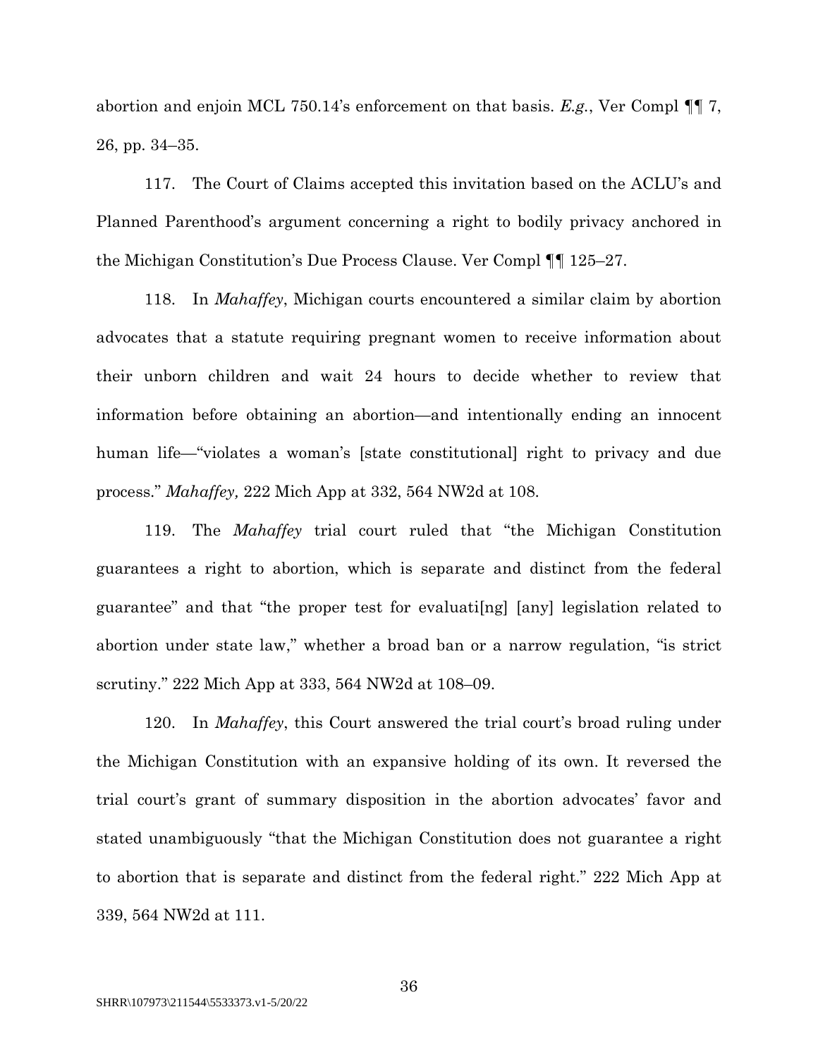abortion and enjoin MCL 750.14's enforcement on that basis. *E.g.*, Ver Compl ¶¶ 7, 26, pp. 34–35.

117. The Court of Claims accepted this invitation based on the ACLU's and Planned Parenthood's argument concerning a right to bodily privacy anchored in the Michigan Constitution's Due Process Clause. Ver Compl ¶¶ 125–27.

118. In *Mahaffey*, Michigan courts encountered a similar claim by abortion advocates that a statute requiring pregnant women to receive information about their unborn children and wait 24 hours to decide whether to review that information before obtaining an abortion—and intentionally ending an innocent human life—"violates a woman's [state constitutional] right to privacy and due process." *Mahaffey,* 222 Mich App at 332, 564 NW2d at 108.

119. The *Mahaffey* trial court ruled that "the Michigan Constitution guarantees a right to abortion, which is separate and distinct from the federal guarantee" and that "the proper test for evaluati[ng] [any] legislation related to abortion under state law," whether a broad ban or a narrow regulation, "is strict scrutiny." 222 Mich App at 333, 564 NW2d at 108–09.

120. In *Mahaffey*, this Court answered the trial court's broad ruling under the Michigan Constitution with an expansive holding of its own. It reversed the trial court's grant of summary disposition in the abortion advocates' favor and stated unambiguously "that the Michigan Constitution does not guarantee a right to abortion that is separate and distinct from the federal right." 222 Mich App at 339, 564 NW2d at 111.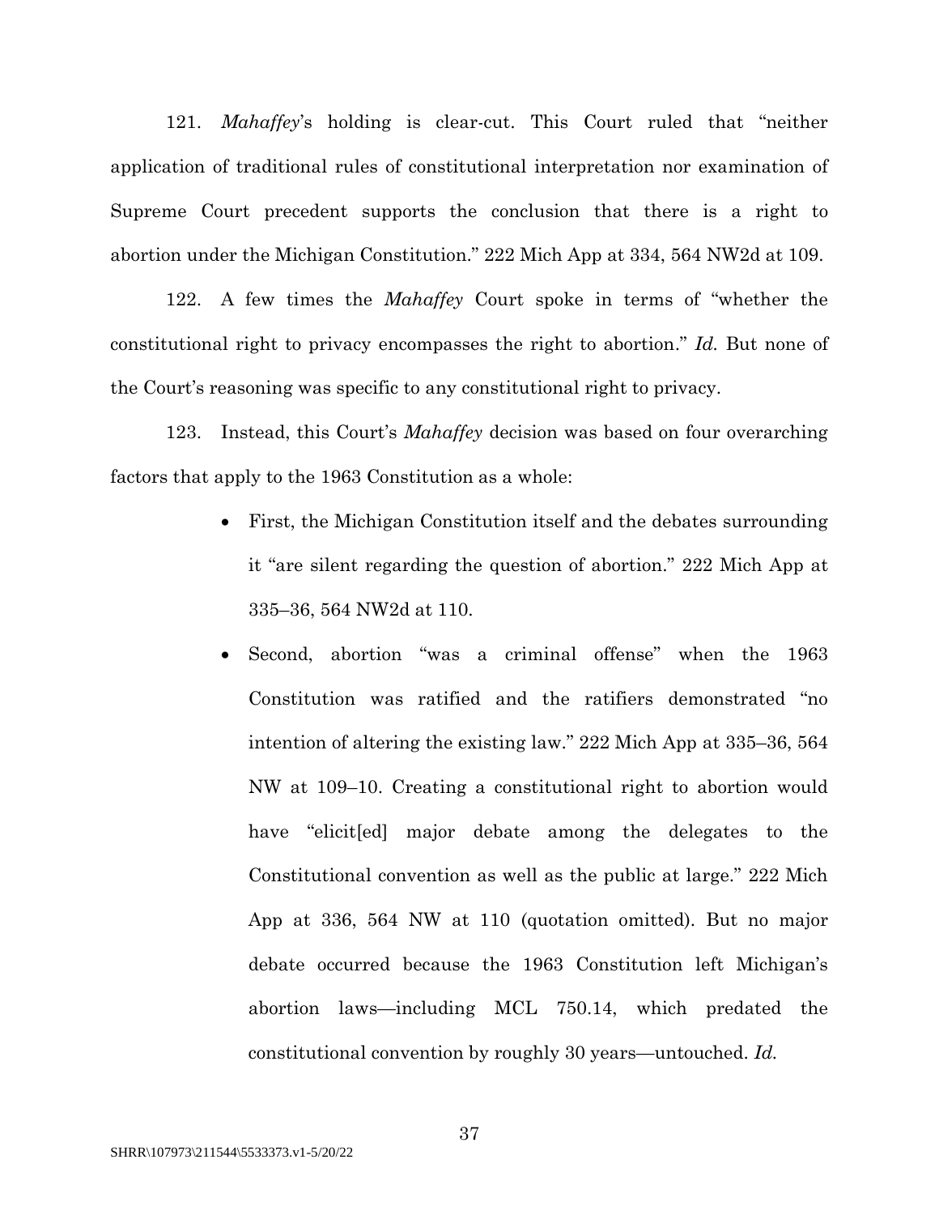121. *Mahaffey*'s holding is clear-cut. This Court ruled that "neither application of traditional rules of constitutional interpretation nor examination of Supreme Court precedent supports the conclusion that there is a right to abortion under the Michigan Constitution." 222 Mich App at 334, 564 NW2d at 109.

122. A few times the *Mahaffey* Court spoke in terms of "whether the constitutional right to privacy encompasses the right to abortion." *Id.* But none of the Court's reasoning was specific to any constitutional right to privacy.

123. Instead, this Court's *Mahaffey* decision was based on four overarching factors that apply to the 1963 Constitution as a whole:

- First, the Michigan Constitution itself and the debates surrounding it "are silent regarding the question of abortion." 222 Mich App at 335–36, 564 NW2d at 110.
- Second, abortion "was a criminal offense" when the 1963 Constitution was ratified and the ratifiers demonstrated "no intention of altering the existing law." 222 Mich App at 335–36, 564 NW at 109–10. Creating a constitutional right to abortion would have "elicit[ed] major debate among the delegates to the Constitutional convention as well as the public at large." 222 Mich App at 336, 564 NW at 110 (quotation omitted). But no major debate occurred because the 1963 Constitution left Michigan's abortion laws—including MCL 750.14, which predated the constitutional convention by roughly 30 years—untouched. *Id.*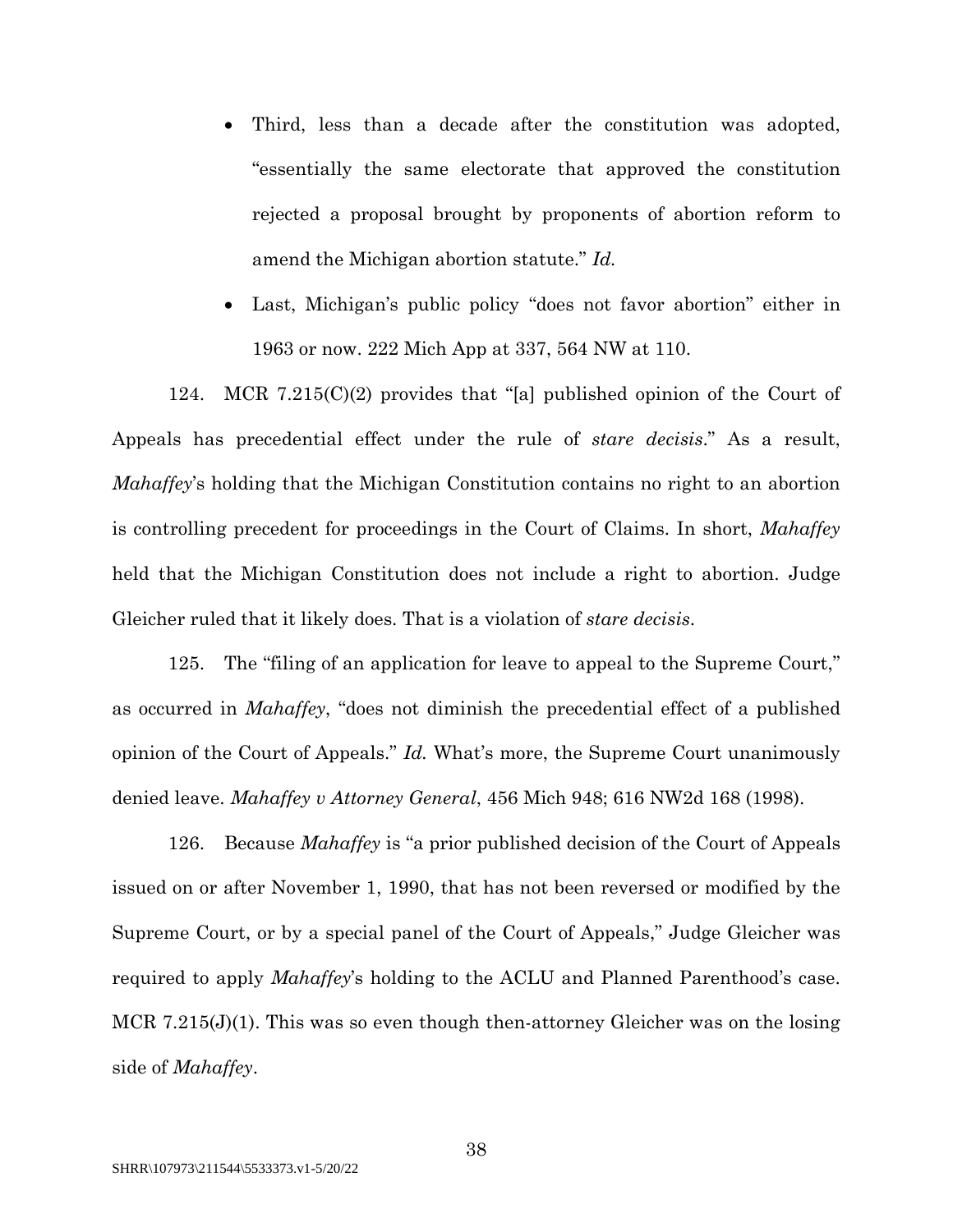- Third, less than a decade after the constitution was adopted, "essentially the same electorate that approved the constitution rejected a proposal brought by proponents of abortion reform to amend the Michigan abortion statute." *Id.*
- Last, Michigan's public policy "does not favor abortion" either in 1963 or now. 222 Mich App at 337, 564 NW at 110.

124. MCR 7.215(C)(2) provides that "[a] published opinion of the Court of Appeals has precedential effect under the rule of *stare decisis*." As a result, *Mahaffey*'s holding that the Michigan Constitution contains no right to an abortion is controlling precedent for proceedings in the Court of Claims. In short, *Mahaffey* held that the Michigan Constitution does not include a right to abortion. Judge Gleicher ruled that it likely does. That is a violation of *stare decisis*.

125. The "filing of an application for leave to appeal to the Supreme Court," as occurred in *Mahaffey*, "does not diminish the precedential effect of a published opinion of the Court of Appeals." *Id.* What's more, the Supreme Court unanimously denied leave. *Mahaffey v Attorney General*, 456 Mich 948; 616 NW2d 168 (1998).

126. Because *Mahaffey* is "a prior published decision of the Court of Appeals issued on or after November 1, 1990, that has not been reversed or modified by the Supreme Court, or by a special panel of the Court of Appeals," Judge Gleicher was required to apply *Mahaffey*'s holding to the ACLU and Planned Parenthood's case. MCR 7.215(J)(1). This was so even though then-attorney Gleicher was on the losing side of *Mahaffey*.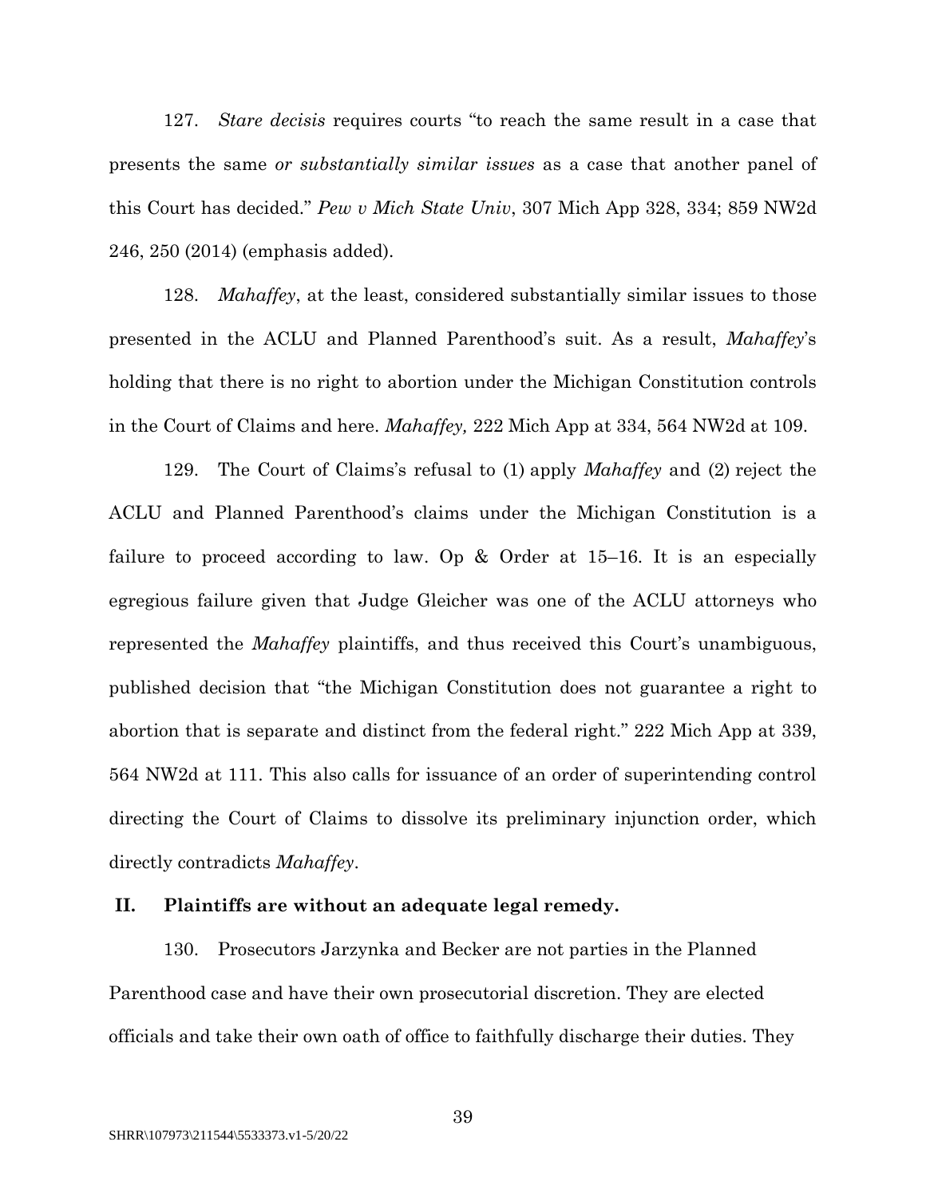127. *Stare decisis* requires courts "to reach the same result in a case that presents the same *or substantially similar issues* as a case that another panel of this Court has decided." *Pew v Mich State Univ*, 307 Mich App 328, 334; 859 NW2d 246, 250 (2014) (emphasis added).

128. *Mahaffey*, at the least, considered substantially similar issues to those presented in the ACLU and Planned Parenthood's suit. As a result, *Mahaffey*'s holding that there is no right to abortion under the Michigan Constitution controls in the Court of Claims and here. *Mahaffey,* 222 Mich App at 334, 564 NW2d at 109.

129. The Court of Claims's refusal to (1) apply *Mahaffey* and (2) reject the ACLU and Planned Parenthood's claims under the Michigan Constitution is a failure to proceed according to law. Op & Order at 15–16. It is an especially egregious failure given that Judge Gleicher was one of the ACLU attorneys who represented the *Mahaffey* plaintiffs, and thus received this Court's unambiguous, published decision that "the Michigan Constitution does not guarantee a right to abortion that is separate and distinct from the federal right." 222 Mich App at 339, 564 NW2d at 111. This also calls for issuance of an order of superintending control directing the Court of Claims to dissolve its preliminary injunction order, which directly contradicts *Mahaffey*.

## II. Plaintiffs are without an adequate legal remedy.

130. Prosecutors Jarzynka and Becker are not parties in the Planned Parenthood case and have their own prosecutorial discretion. They are elected officials and take their own oath of office to faithfully discharge their duties. They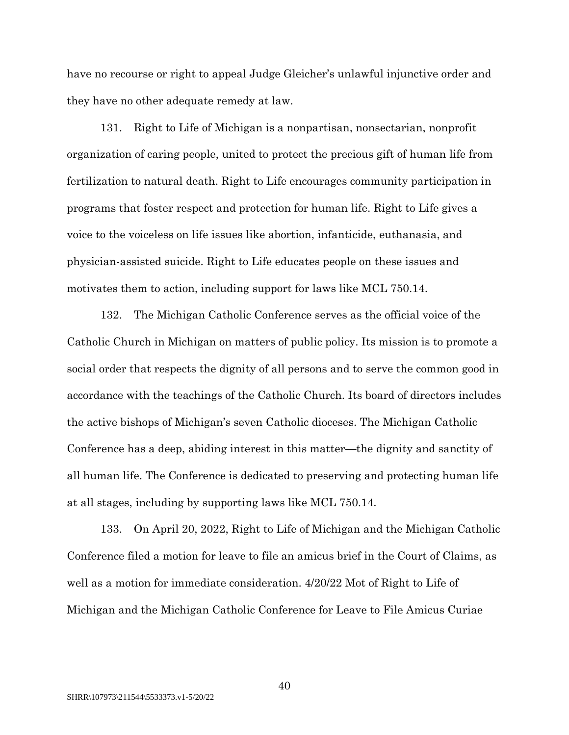have no recourse or right to appeal Judge Gleicher's unlawful injunctive order and they have no other adequate remedy at law.

131. Right to Life of Michigan is a nonpartisan, nonsectarian, nonprofit organization of caring people, united to protect the precious gift of human life from fertilization to natural death. Right to Life encourages community participation in programs that foster respect and protection for human life. Right to Life gives a voice to the voiceless on life issues like abortion, infanticide, euthanasia, and physician-assisted suicide. Right to Life educates people on these issues and motivates them to action, including support for laws like MCL 750.14.

132. The Michigan Catholic Conference serves as the official voice of the Catholic Church in Michigan on matters of public policy. Its mission is to promote a social order that respects the dignity of all persons and to serve the common good in accordance with the teachings of the Catholic Church. Its board of directors includes the active bishops of Michigan's seven Catholic dioceses. The Michigan Catholic Conference has a deep, abiding interest in this matter—the dignity and sanctity of all human life. The Conference is dedicated to preserving and protecting human life at all stages, including by supporting laws like MCL 750.14.

133. On April 20, 2022, Right to Life of Michigan and the Michigan Catholic Conference filed a motion for leave to file an amicus brief in the Court of Claims, as well as a motion for immediate consideration. 4/20/22 Mot of Right to Life of Michigan and the Michigan Catholic Conference for Leave to File Amicus Curiae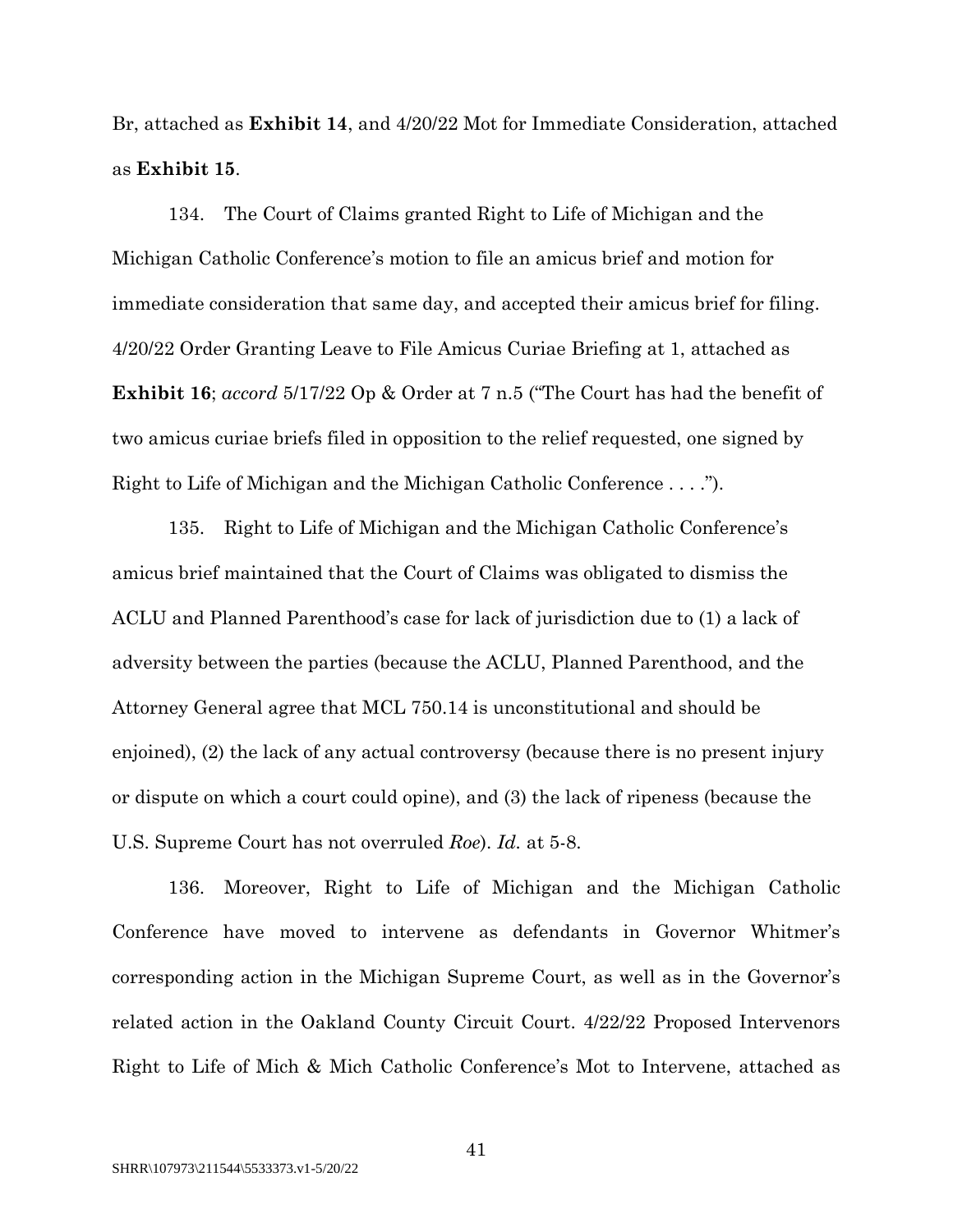Br, attached as **Exhibit 14**, and 4/20/22 Mot for Immediate Consideration, attached as **Exhibit 15**.

134. The Court of Claims granted Right to Life of Michigan and the Michigan Catholic Conference's motion to file an amicus brief and motion for immediate consideration that same day, and accepted their amicus brief for filing. 4/20/22 Order Granting Leave to File Amicus Curiae Briefing at 1, attached as **Exhibit 16**; *accord* 5/17/22 Op & Order at 7 n.5 ("The Court has had the benefit of two amicus curiae briefs filed in opposition to the relief requested, one signed by Right to Life of Michigan and the Michigan Catholic Conference . . . .").

135. Right to Life of Michigan and the Michigan Catholic Conference's amicus brief maintained that the Court of Claims was obligated to dismiss the ACLU and Planned Parenthood's case for lack of jurisdiction due to (1) a lack of adversity between the parties (because the ACLU, Planned Parenthood, and the Attorney General agree that MCL 750.14 is unconstitutional and should be enjoined), (2) the lack of any actual controversy (because there is no present injury or dispute on which a court could opine), and (3) the lack of ripeness (because the U.S. Supreme Court has not overruled *Roe*). *Id.* at 5-8.

136. Moreover, Right to Life of Michigan and the Michigan Catholic Conference have moved to intervene as defendants in Governor Whitmer's corresponding action in the Michigan Supreme Court, as well as in the Governor's related action in the Oakland County Circuit Court. 4/22/22 Proposed Intervenors Right to Life of Mich & Mich Catholic Conference's Mot to Intervene, attached as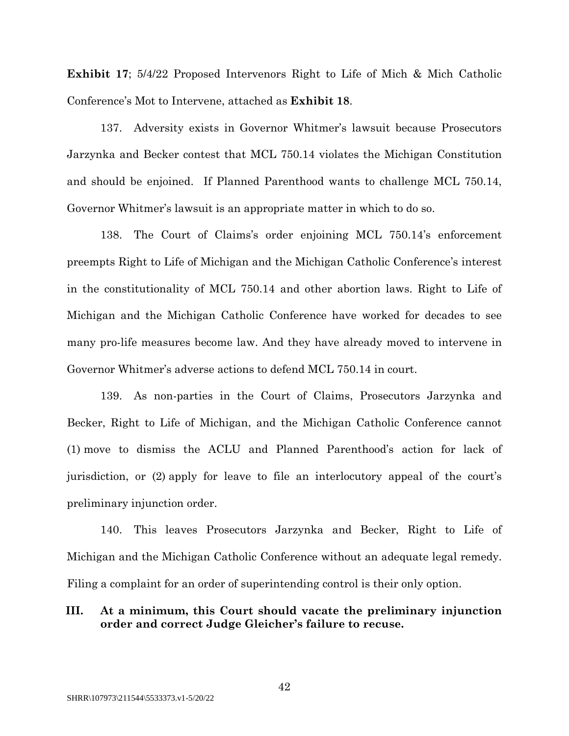**Exhibit 17**; 5/4/22 Proposed Intervenors Right to Life of Mich & Mich Catholic Conference's Mot to Intervene, attached as **Exhibit 18**.

137. Adversity exists in Governor Whitmer's lawsuit because Prosecutors Jarzynka and Becker contest that MCL 750.14 violates the Michigan Constitution and should be enjoined. If Planned Parenthood wants to challenge MCL 750.14, Governor Whitmer's lawsuit is an appropriate matter in which to do so.

138. The Court of Claims's order enjoining MCL 750.14's enforcement preempts Right to Life of Michigan and the Michigan Catholic Conference's interest in the constitutionality of MCL 750.14 and other abortion laws. Right to Life of Michigan and the Michigan Catholic Conference have worked for decades to see many pro-life measures become law. And they have already moved to intervene in Governor Whitmer's adverse actions to defend MCL 750.14 in court.

139. As non-parties in the Court of Claims, Prosecutors Jarzynka and Becker, Right to Life of Michigan, and the Michigan Catholic Conference cannot (1) move to dismiss the ACLU and Planned Parenthood's action for lack of jurisdiction, or (2) apply for leave to file an interlocutory appeal of the court's preliminary injunction order.

140. This leaves Prosecutors Jarzynka and Becker, Right to Life of Michigan and the Michigan Catholic Conference without an adequate legal remedy. Filing a complaint for an order of superintending control is their only option.

## III. At a minimum, this Court should vacate the preliminary injunction order and correct Judge Gleicher's failure to recuse.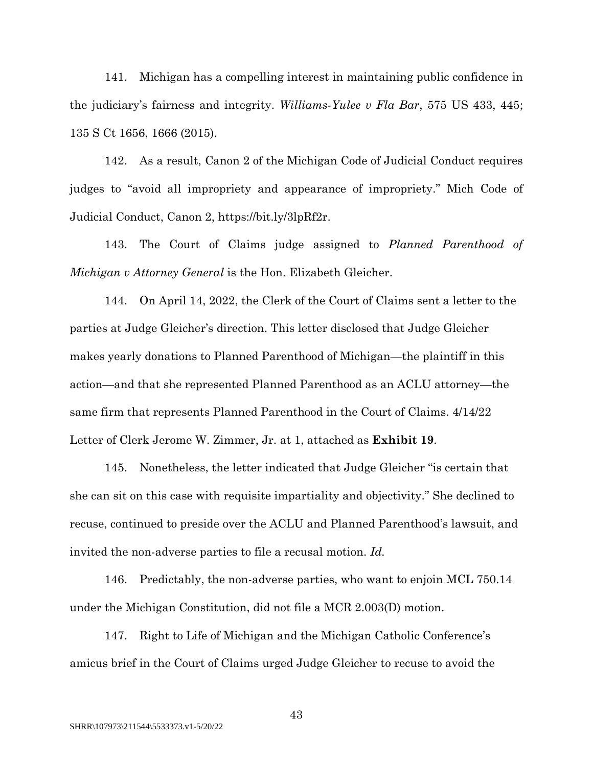141. Michigan has a compelling interest in maintaining public confidence in the judiciary's fairness and integrity. *Williams-Yulee v Fla Bar*, 575 US 433, 445; 135 S Ct 1656, 1666 (2015).

142. As a result, Canon 2 of the Michigan Code of Judicial Conduct requires judges to "avoid all impropriety and appearance of impropriety." Mich Code of Judicial Conduct, Canon 2, https://bit.ly/3lpRf2r.

143. The Court of Claims judge assigned to *Planned Parenthood of Michigan v Attorney General* is the Hon. Elizabeth Gleicher.

144. On April 14, 2022, the Clerk of the Court of Claims sent a letter to the parties at Judge Gleicher's direction. This letter disclosed that Judge Gleicher makes yearly donations to Planned Parenthood of Michigan—the plaintiff in this action—and that she represented Planned Parenthood as an ACLU attorney—the same firm that represents Planned Parenthood in the Court of Claims. 4/14/22 Letter of Clerk Jerome W. Zimmer, Jr. at 1, attached as **Exhibit 19**.

145. Nonetheless, the letter indicated that Judge Gleicher "is certain that she can sit on this case with requisite impartiality and objectivity." She declined to recuse, continued to preside over the ACLU and Planned Parenthood's lawsuit, and invited the non-adverse parties to file a recusal motion. *Id.*

146. Predictably, the non-adverse parties, who want to enjoin MCL 750.14 under the Michigan Constitution, did not file a MCR 2.003(D) motion.

147. Right to Life of Michigan and the Michigan Catholic Conference's amicus brief in the Court of Claims urged Judge Gleicher to recuse to avoid the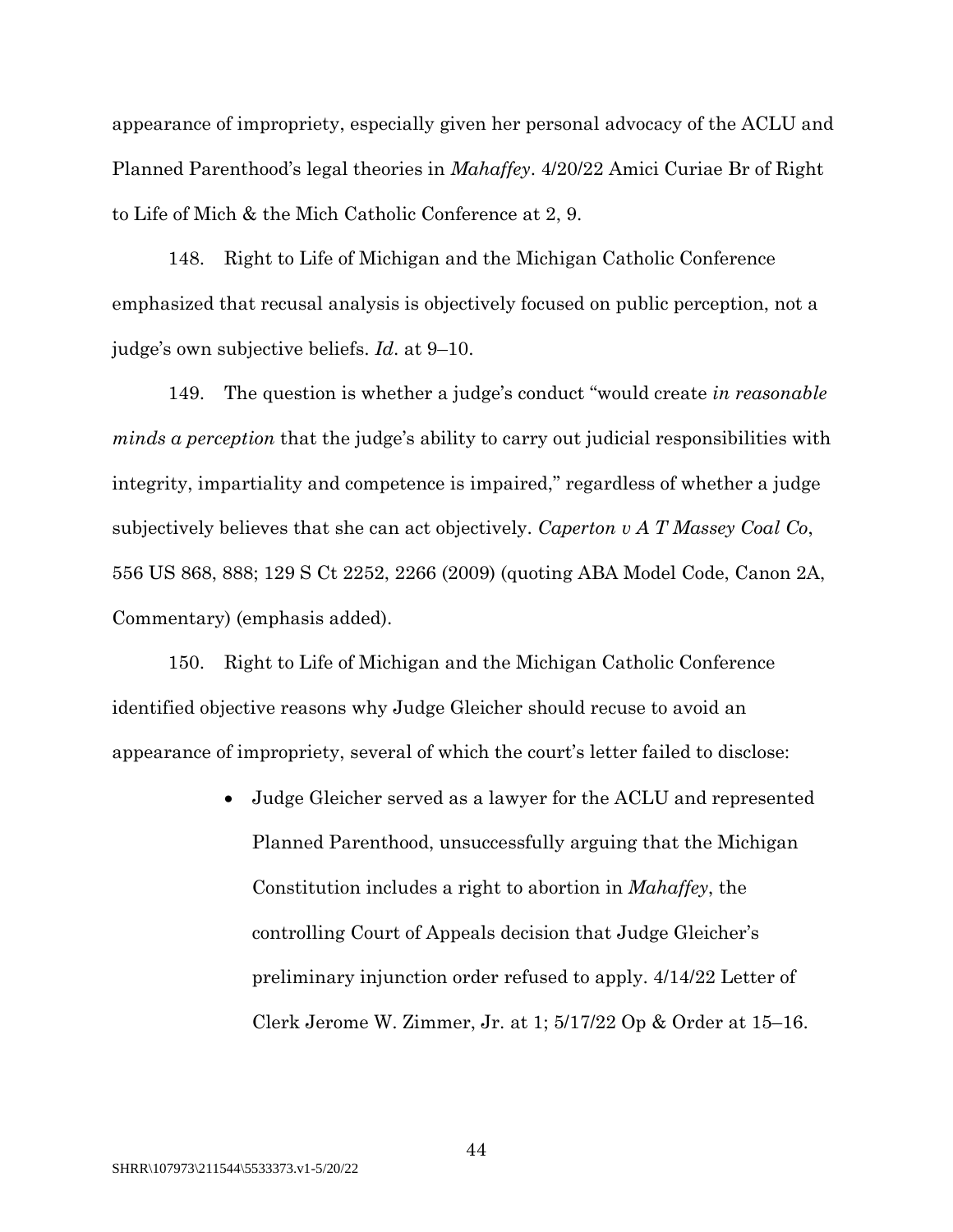appearance of impropriety, especially given her personal advocacy of the ACLU and Planned Parenthood's legal theories in *Mahaffey*. 4/20/22 Amici Curiae Br of Right to Life of Mich & the Mich Catholic Conference at 2, 9.

148. Right to Life of Michigan and the Michigan Catholic Conference emphasized that recusal analysis is objectively focused on public perception, not a judge's own subjective beliefs. *Id.* at 9–10.

149. The question is whether a judge's conduct "would create *in reasonable minds a perception* that the judge's ability to carry out judicial responsibilities with integrity, impartiality and competence is impaired," regardless of whether a judge subjectively believes that she can act objectively. *Caperton v A T Massey Coal Co*, 556 US 868, 888; 129 S Ct 2252, 2266 (2009) (quoting ABA Model Code, Canon 2A, Commentary) (emphasis added).

150. Right to Life of Michigan and the Michigan Catholic Conference identified objective reasons why Judge Gleicher should recuse to avoid an appearance of impropriety, several of which the court's letter failed to disclose:

- Judge Gleicher served as a lawyer for the ACLU and represented Planned Parenthood, unsuccessfully arguing that the Michigan Constitution includes a right to abortion in *Mahaffey*, the controlling Court of Appeals decision that Judge Gleicher's preliminary injunction order refused to apply. 4/14/22 Letter of Clerk Jerome W. Zimmer, Jr. at 1; 5/17/22 Op & Order at 15–16.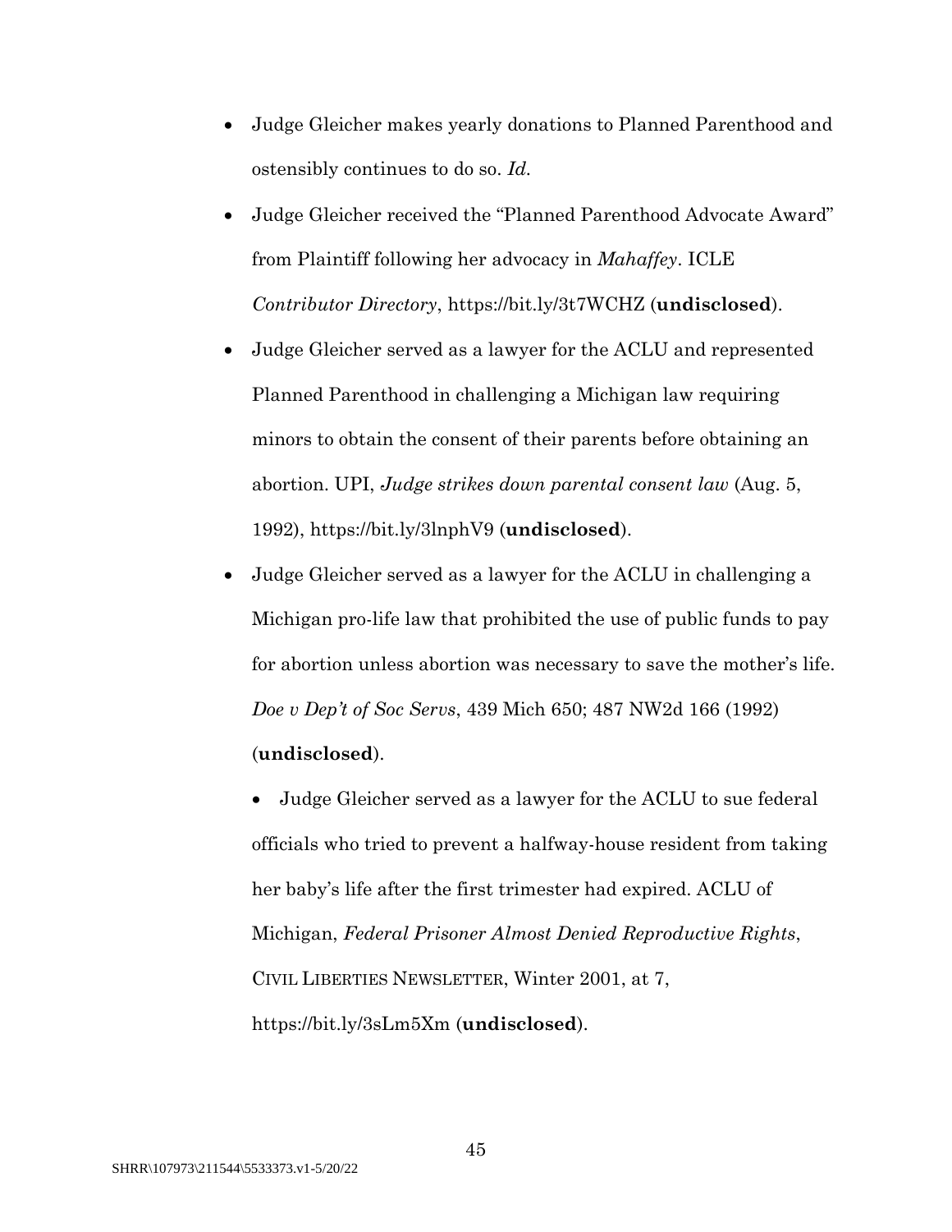- Judge Gleicher makes yearly donations to Planned Parenthood and ostensibly continues to do so. *Id.*
- Judge Gleicher received the "Planned Parenthood Advocate Award" from Plaintiff following her advocacy in *Mahaffey*. ICLE *Contributor Directory*, https://bit.ly/3t7WCHZ (**undisclosed**).
- Judge Gleicher served as a lawyer for the ACLU and represented Planned Parenthood in challenging a Michigan law requiring minors to obtain the consent of their parents before obtaining an abortion. UPI, *Judge strikes down parental consent law* (Aug. 5, 1992), https://bit.ly/3lnphV9 (**undisclosed**).
- Judge Gleicher served as a lawyer for the ACLU in challenging a Michigan pro-life law that prohibited the use of public funds to pay for abortion unless abortion was necessary to save the mother's life. *Doe v Dep't of Soc Servs*, 439 Mich 650; 487 NW2d 166 (1992) (**undisclosed**).
- Judge Gleicher served as a lawyer for the ACLU to sue federal officials who tried to prevent a halfway-house resident from taking her baby's life after the first trimester had expired. ACLU of Michigan, *Federal Prisoner Almost Denied Reproductive Rights*, CIVIL LIBERTIES NEWSLETTER, Winter 2001, at 7, https://bit.ly/3sLm5Xm (**undisclosed**).

SHRR\107973\211544\5533373.v1-5/20/22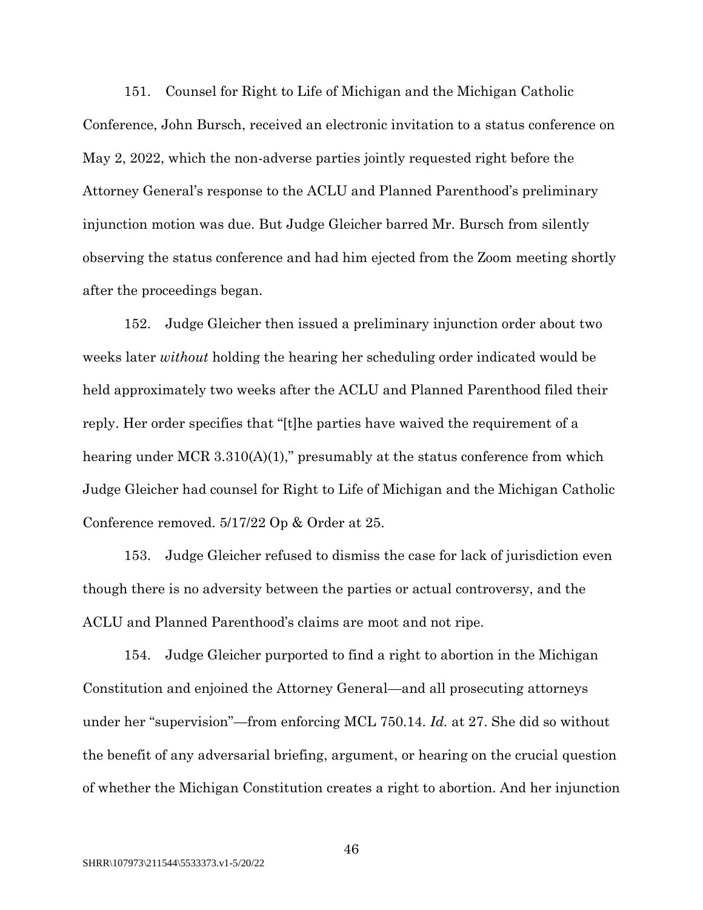151. Counsel for Right to Life of Michigan and the Michigan Catholic Conference, John Bursch, received an electronic invitation to a status conference on May 2, 2022, which the non-adverse parties jointly requested right before the Attorney General's response to the ACLU and Planned Parenthood's preliminary injunction motion was due. But Judge Gleicher barred Mr. Bursch from silently observing the status conference and had him ejected from the Zoom meeting shortly after the proceedings began.

152. Judge Gleicher then issued a preliminary injunction order about two weeks later *without* holding the hearing her scheduling order indicated would be held approximately two weeks after the ACLU and Planned Parenthood filed their reply. Her order specifies that "[t]he parties have waived the requirement of a hearing under MCR 3.310(A)(1)," presumably at the status conference from which Judge Gleicher had counsel for Right to Life of Michigan and the Michigan Catholic Conference removed. 5/17/22 Op & Order at 25.

153. Judge Gleicher refused to dismiss the case for lack of jurisdiction even though there is no adversity between the parties or actual controversy, and the ACLU and Planned Parenthood's claims are moot and not ripe.

154. Judge Gleicher purported to find a right to abortion in the Michigan Constitution and enjoined the Attorney General—and all prosecuting attorneys under her "supervision"—from enforcing MCL 750.14. *Id.* at 27. She did so without the benefit of any adversarial briefing, argument, or hearing on the crucial question of whether the Michigan Constitution creates a right to abortion. And her injunction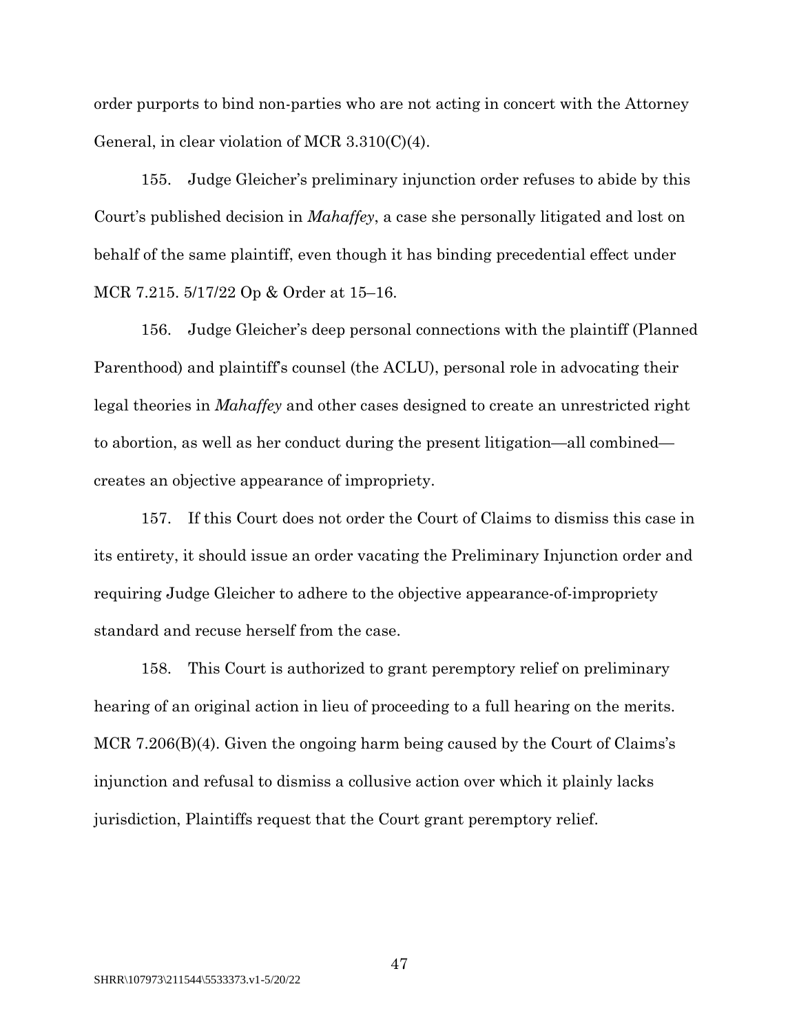order purports to bind non-parties who are not acting in concert with the Attorney General, in clear violation of MCR 3.310(C)(4).

155. Judge Gleicher's preliminary injunction order refuses to abide by this Court's published decision in *Mahaffey*, a case she personally litigated and lost on behalf of the same plaintiff, even though it has binding precedential effect under MCR 7.215. 5/17/22 Op & Order at 15–16.

156. Judge Gleicher's deep personal connections with the plaintiff (Planned Parenthood) and plaintiff's counsel (the ACLU), personal role in advocating their legal theories in *Mahaffey* and other cases designed to create an unrestricted right to abortion, as well as her conduct during the present litigation—all combined—creates an objective appearance of impropriety.

157. If this Court does not order the Court of Claims to dismiss this case in its entirety, it should issue an order vacating the Preliminary Injunction order and requiring Judge Gleicher to adhere to the objective appearance-of-impropriety standard and recuse herself from the case.

158. This Court is authorized to grant peremptory relief on preliminary hearing of an original action in lieu of proceeding to a full hearing on the merits. MCR 7.206(B)(4). Given the ongoing harm being caused by the Court of Claims's injunction and refusal to dismiss a collusive action over which it plainly lacks jurisdiction, Plaintiffs request that the Court grant peremptory relief.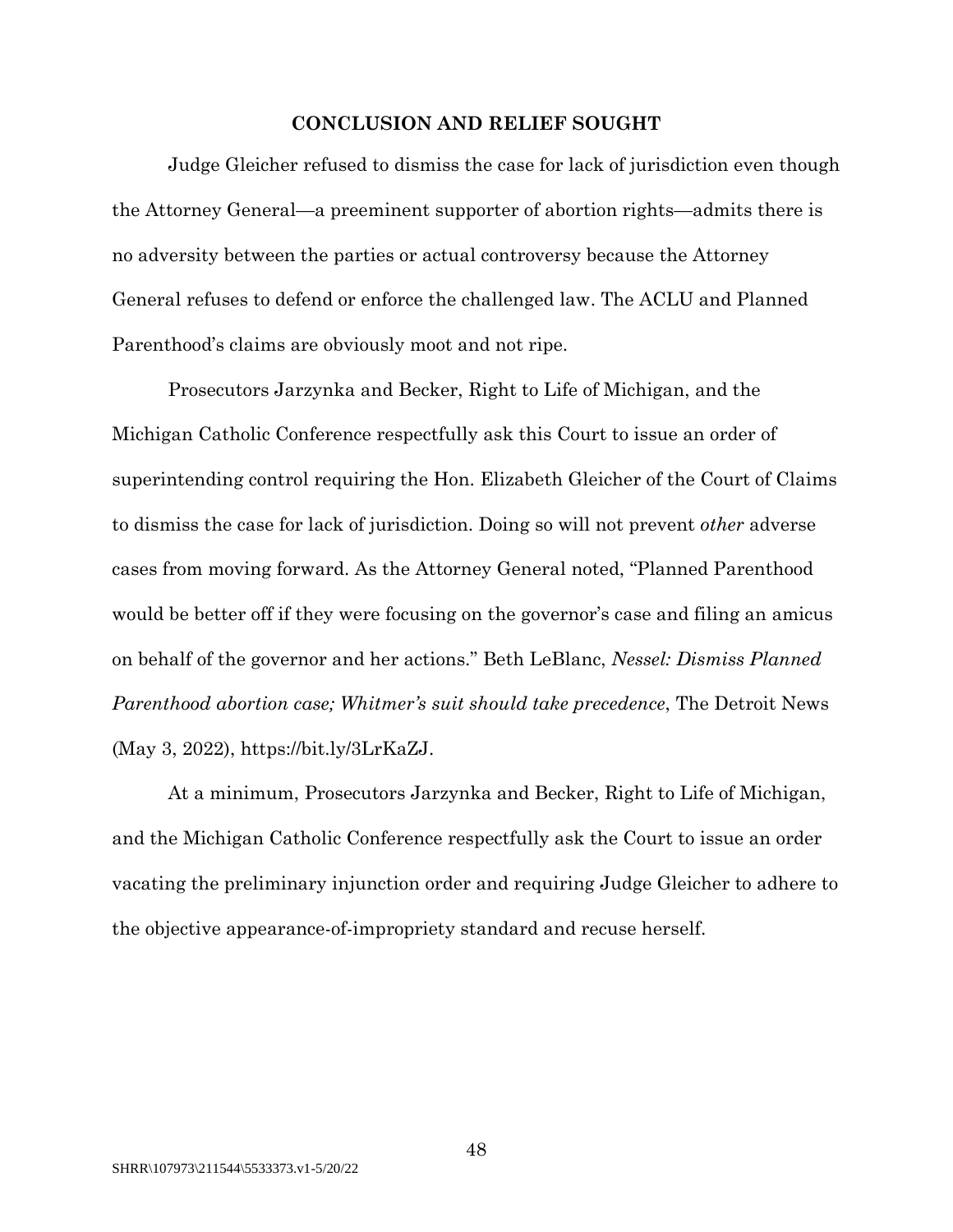## CONCLUSION AND RELIEF SOUGHT

Judge Gleicher refused to dismiss the case for lack of jurisdiction even though the Attorney General—a preeminent supporter of abortion rights—admits there is no adversity between the parties or actual controversy because the Attorney General refuses to defend or enforce the challenged law. The ACLU and Planned Parenthood's claims are obviously moot and not ripe.

Prosecutors Jarzynka and Becker, Right to Life of Michigan, and the Michigan Catholic Conference respectfully ask this Court to issue an order of superintending control requiring the Hon. Elizabeth Gleicher of the Court of Claims to dismiss the case for lack of jurisdiction. Doing so will not prevent *other* adverse cases from moving forward. As the Attorney General noted, "Planned Parenthood would be better off if they were focusing on the governor's case and filing an amicus on behalf of the governor and her actions." Beth LeBlanc, *Nessel: Dismiss Planned Parenthood abortion case; Whitmer's suit should take precedence*, The Detroit News (May 3, 2022), https://bit.ly/3LrKaZJ.

At a minimum, Prosecutors Jarzynka and Becker, Right to Life of Michigan, and the Michigan Catholic Conference respectfully ask the Court to issue an order vacating the preliminary injunction order and requiring Judge Gleicher to adhere to the objective appearance-of-impropriety standard and recuse herself.

SHRR\107973\211544\5533373.v1-5/20/22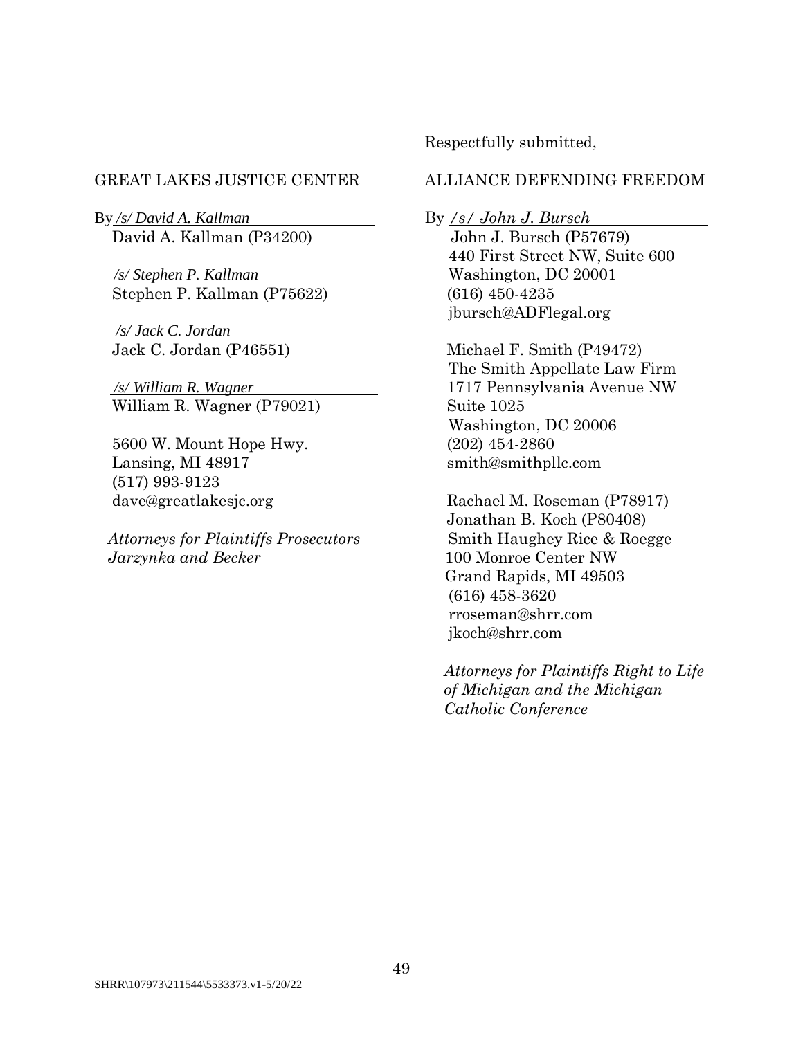Respectfully submitted,

GREAT LAKES JUSTICE CENTER

By */s/ David A. Kallman*
David A. Kallman (P34200)

*/s/ Stephen P. Kallman*
Stephen P. Kallman (P75622)

*/s/ Jack C. Jordan*
Jack C. Jordan (P46551)

*/s/ William R. Wagner*
William R. Wagner (P79021)

5600 W. Mount Hope Hwy.
Lansing, MI 48917
(517) 993-9123
dave@greatlakesjc.org

*Attorneys for Plaintiffs Prosecutors Jarzynka and Becker*

ALLIANCE DEFENDING FREEDOM

By */s/ John J. Bursch*
John J. Bursch (P57679)
440 First Street NW, Suite 600
Washington, DC 20001
(616) 450-4235
jbursch@ADFlegal.org

Michael F. Smith (P49472)
The Smith Appellate Law Firm
1717 Pennsylvania Avenue NW
Suite 1025
Washington, DC 20006
(202) 454-2860
smith@smithpllc.com

Rachael M. Roseman (P78917)
Jonathan B. Koch (P80408)
Smith Haughey Rice & Roegge
100 Monroe Center NW
Grand Rapids, MI 49503
(616) 458-3620
rroseman@shrr.com
jkoch@shrr.com

*Attorneys for Plaintiffs Right to Life of Michigan and the Michigan Catholic Conference*

SHRR\107973\211544\5533373.v1-5/20/22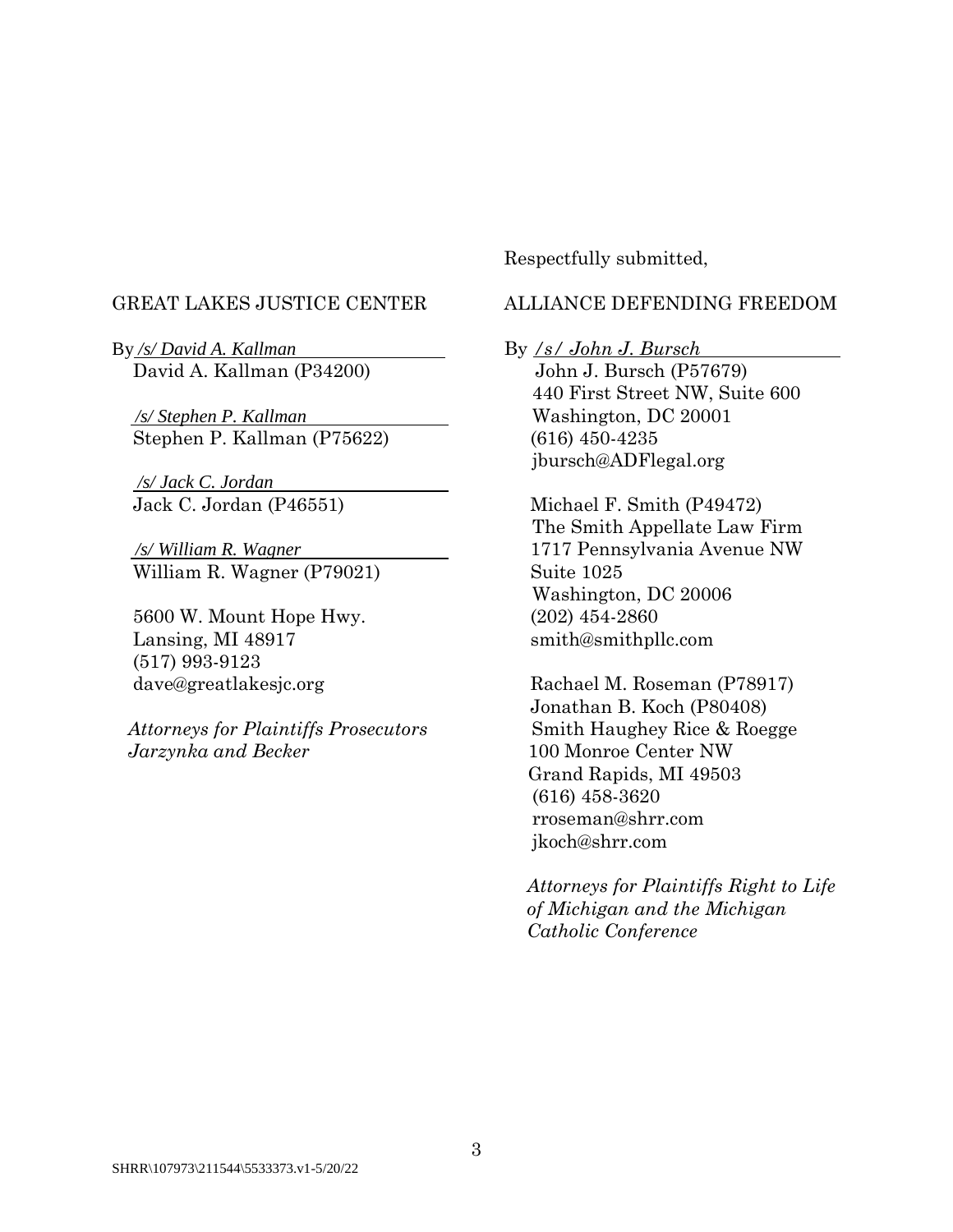Respectfully submitted,

GREAT LAKES JUSTICE CENTER

By */s/ David A. Kallman*
David A. Kallman (P34200)

*/s/ Stephen P. Kallman*
Stephen P. Kallman (P75622)

*/s/ Jack C. Jordan*
Jack C. Jordan (P46551)

*/s/ William R. Wagner*
William R. Wagner (P79021)

5600 W. Mount Hope Hwy.
Lansing, MI 48917
(517) 993-9123
dave@greatlakesjc.org

*Attorneys for Plaintiffs Prosecutors Jarzynka and Becker*

ALLIANCE DEFENDING FREEDOM

By */s/ John J. Bursch*
John J. Bursch (P57679)
440 First Street NW, Suite 600
Washington, DC 20001
(616) 450-4235
jbursch@ADFlegal.org

Michael F. Smith (P49472)
The Smith Appellate Law Firm
1717 Pennsylvania Avenue NW
Suite 1025
Washington, DC 20006
(202) 454-2860
smith@smithpllc.com

Rachael M. Roseman (P78917)
Jonathan B. Koch (P80408)
Smith Haughey Rice & Roegge
100 Monroe Center NW
Grand Rapids, MI 49503
(616) 458-3620
rroseman@shrr.com
jkoch@shrr.com

*Attorneys for Plaintiffs Right to Life of Michigan and the Michigan Catholic Conference*

SHRR\107973\211544\5533373.v1-5/20/22